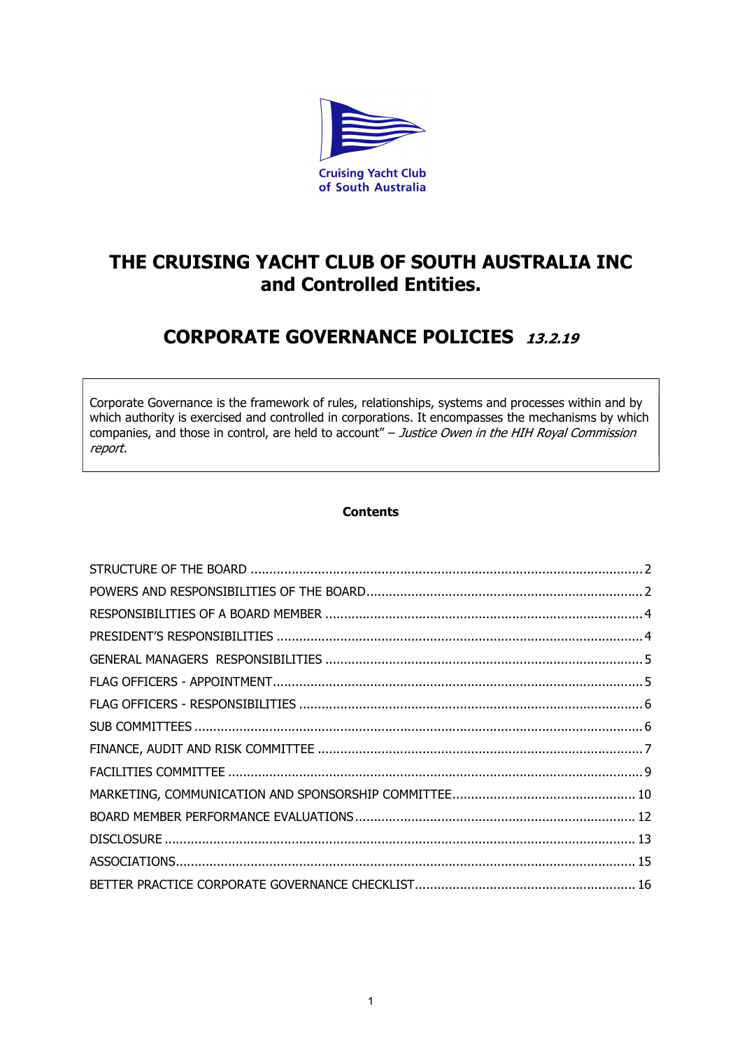Cruising Yacht Club of South Australia

# THE CRUISING YACHT CLUB OF SOUTH AUSTRALIA INC and Controlled Entities.

## CORPORATE GOVERNANCE POLICIES *13.2.19*

Corporate Governance is the framework of rules, relationships, systems and processes within and by which authority is exercised and controlled in corporations. It encompasses the mechanisms by which companies, and those in control, are held to account" – *Justice Owen in the HIH Royal Commission report.*

**Contents**

STRUCTURE OF THE BOARD ........ 2
POWERS AND RESPONSIBILITIES OF THE BOARD ........ 2
RESPONSIBILITIES OF A BOARD MEMBER ........ 4
PRESIDENT'S RESPONSIBILITIES ........ 4
GENERAL MANAGERS RESPONSIBILITIES ........ 5
FLAG OFFICERS - APPOINTMENT ........ 5
FLAG OFFICERS - RESPONSIBILITIES ........ 6
SUB COMMITTEES ........ 6
FINANCE, AUDIT AND RISK COMMITTEE ........ 7
FACILITIES COMMITTEE ........ 9
MARKETING, COMMUNICATION AND SPONSORSHIP COMMITTEE ........ 10
BOARD MEMBER PERFORMANCE EVALUATIONS ........ 12
DISCLOSURE ........ 13
ASSOCIATIONS ........ 15
BETTER PRACTICE CORPORATE GOVERNANCE CHECKLIST ........ 16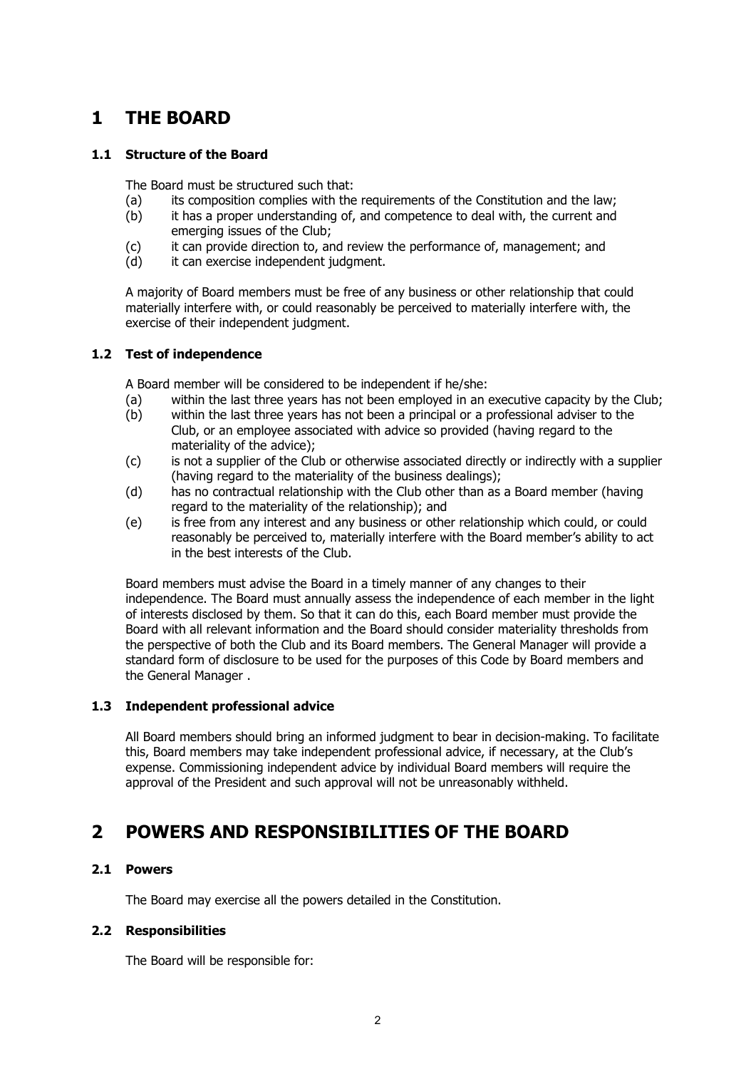# 1 THE BOARD

## 1.1 Structure of the Board

The Board must be structured such that:

(a) its composition complies with the requirements of the Constitution and the law;
(b) it has a proper understanding of, and competence to deal with, the current and emerging issues of the Club;
(c) it can provide direction to, and review the performance of, management; and
(d) it can exercise independent judgment.

A majority of Board members must be free of any business or other relationship that could materially interfere with, or could reasonably be perceived to materially interfere with, the exercise of their independent judgment.

## 1.2 Test of independence

A Board member will be considered to be independent if he/she:

(a) within the last three years has not been employed in an executive capacity by the Club;
(b) within the last three years has not been a principal or a professional adviser to the Club, or an employee associated with advice so provided (having regard to the materiality of the advice);
(c) is not a supplier of the Club or otherwise associated directly or indirectly with a supplier (having regard to the materiality of the business dealings);
(d) has no contractual relationship with the Club other than as a Board member (having regard to the materiality of the relationship); and
(e) is free from any interest and any business or other relationship which could, or could reasonably be perceived to, materially interfere with the Board member's ability to act in the best interests of the Club.

Board members must advise the Board in a timely manner of any changes to their independence. The Board must annually assess the independence of each member in the light of interests disclosed by them. So that it can do this, each Board member must provide the Board with all relevant information and the Board should consider materiality thresholds from the perspective of both the Club and its Board members. The General Manager will provide a standard form of disclosure to be used for the purposes of this Code by Board members and the General Manager .

## 1.3 Independent professional advice

All Board members should bring an informed judgment to bear in decision-making. To facilitate this, Board members may take independent professional advice, if necessary, at the Club's expense. Commissioning independent advice by individual Board members will require the approval of the President and such approval will not be unreasonably withheld.

# 2 POWERS AND RESPONSIBILITIES OF THE BOARD

## 2.1 Powers

The Board may exercise all the powers detailed in the Constitution.

## 2.2 Responsibilities

The Board will be responsible for: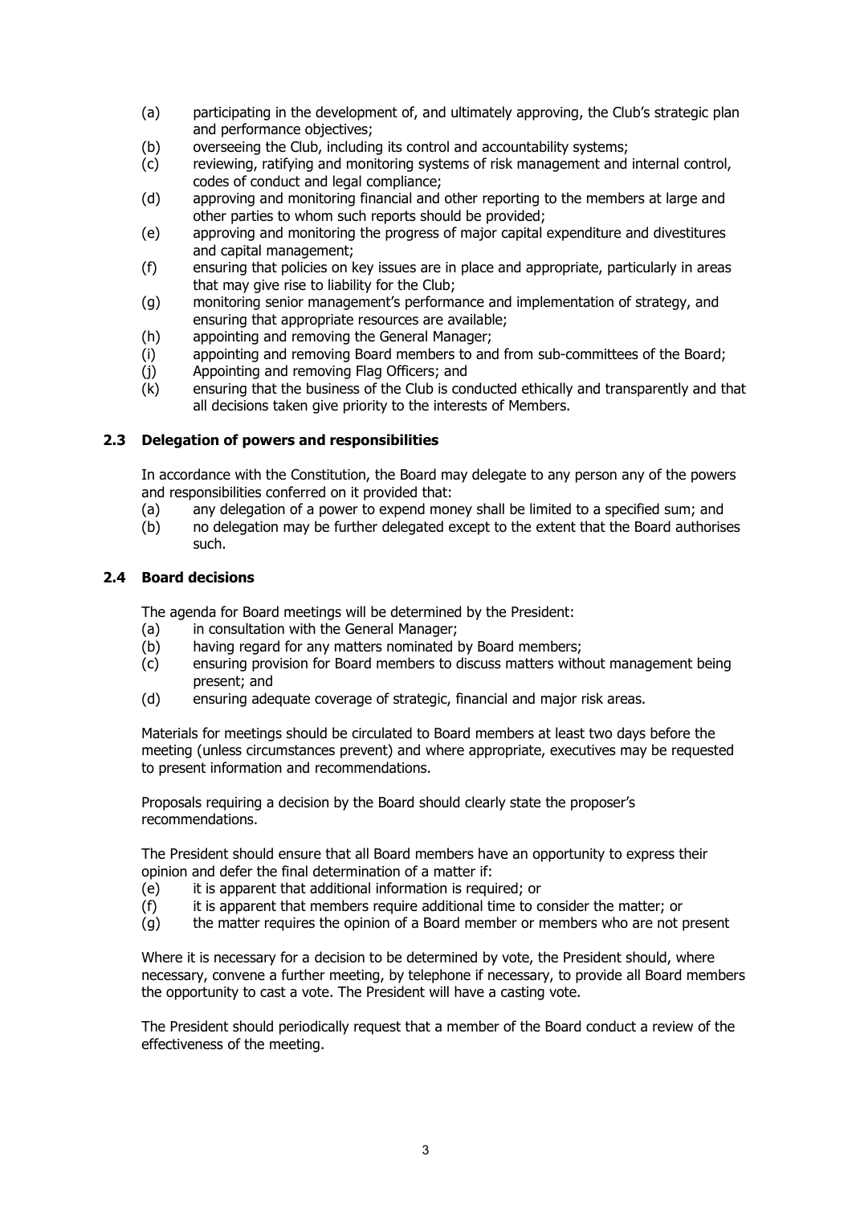(a) participating in the development of, and ultimately approving, the Club's strategic plan and performance objectives;
(b) overseeing the Club, including its control and accountability systems;
(c) reviewing, ratifying and monitoring systems of risk management and internal control, codes of conduct and legal compliance;
(d) approving and monitoring financial and other reporting to the members at large and other parties to whom such reports should be provided;
(e) approving and monitoring the progress of major capital expenditure and divestitures and capital management;
(f) ensuring that policies on key issues are in place and appropriate, particularly in areas that may give rise to liability for the Club;
(g) monitoring senior management's performance and implementation of strategy, and ensuring that appropriate resources are available;
(h) appointing and removing the General Manager;
(i) appointing and removing Board members to and from sub-committees of the Board;
(j) Appointing and removing Flag Officers; and
(k) ensuring that the business of the Club is conducted ethically and transparently and that all decisions taken give priority to the interests of Members.

### 2.3 Delegation of powers and responsibilities

In accordance with the Constitution, the Board may delegate to any person any of the powers and responsibilities conferred on it provided that:
(a) any delegation of a power to expend money shall be limited to a specified sum; and
(b) no delegation may be further delegated except to the extent that the Board authorises such.

### 2.4 Board decisions

The agenda for Board meetings will be determined by the President:
(a) in consultation with the General Manager;
(b) having regard for any matters nominated by Board members;
(c) ensuring provision for Board members to discuss matters without management being present; and
(d) ensuring adequate coverage of strategic, financial and major risk areas.

Materials for meetings should be circulated to Board members at least two days before the meeting (unless circumstances prevent) and where appropriate, executives may be requested to present information and recommendations.

Proposals requiring a decision by the Board should clearly state the proposer's recommendations.

The President should ensure that all Board members have an opportunity to express their opinion and defer the final determination of a matter if:
(e) it is apparent that additional information is required; or
(f) it is apparent that members require additional time to consider the matter; or
(g) the matter requires the opinion of a Board member or members who are not present

Where it is necessary for a decision to be determined by vote, the President should, where necessary, convene a further meeting, by telephone if necessary, to provide all Board members the opportunity to cast a vote. The President will have a casting vote.

The President should periodically request that a member of the Board conduct a review of the effectiveness of the meeting.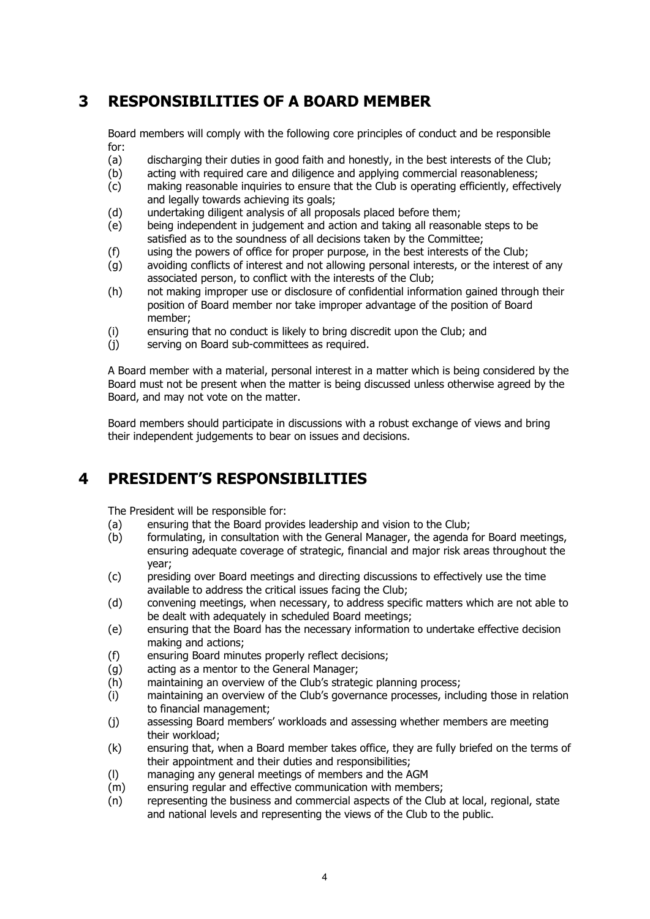## 3 RESPONSIBILITIES OF A BOARD MEMBER

Board members will comply with the following core principles of conduct and be responsible for:

(a) discharging their duties in good faith and honestly, in the best interests of the Club;
(b) acting with required care and diligence and applying commercial reasonableness;
(c) making reasonable inquiries to ensure that the Club is operating efficiently, effectively and legally towards achieving its goals;
(d) undertaking diligent analysis of all proposals placed before them;
(e) being independent in judgement and action and taking all reasonable steps to be satisfied as to the soundness of all decisions taken by the Committee;
(f) using the powers of office for proper purpose, in the best interests of the Club;
(g) avoiding conflicts of interest and not allowing personal interests, or the interest of any associated person, to conflict with the interests of the Club;
(h) not making improper use or disclosure of confidential information gained through their position of Board member nor take improper advantage of the position of Board member;
(i) ensuring that no conduct is likely to bring discredit upon the Club; and
(j) serving on Board sub-committees as required.

A Board member with a material, personal interest in a matter which is being considered by the Board must not be present when the matter is being discussed unless otherwise agreed by the Board, and may not vote on the matter.

Board members should participate in discussions with a robust exchange of views and bring their independent judgements to bear on issues and decisions.

## 4 PRESIDENT'S RESPONSIBILITIES

The President will be responsible for:

(a) ensuring that the Board provides leadership and vision to the Club;
(b) formulating, in consultation with the General Manager, the agenda for Board meetings, ensuring adequate coverage of strategic, financial and major risk areas throughout the year;
(c) presiding over Board meetings and directing discussions to effectively use the time available to address the critical issues facing the Club;
(d) convening meetings, when necessary, to address specific matters which are not able to be dealt with adequately in scheduled Board meetings;
(e) ensuring that the Board has the necessary information to undertake effective decision making and actions;
(f) ensuring Board minutes properly reflect decisions;
(g) acting as a mentor to the General Manager;
(h) maintaining an overview of the Club's strategic planning process;
(i) maintaining an overview of the Club's governance processes, including those in relation to financial management;
(j) assessing Board members' workloads and assessing whether members are meeting their workload;
(k) ensuring that, when a Board member takes office, they are fully briefed on the terms of their appointment and their duties and responsibilities;
(l) managing any general meetings of members and the AGM
(m) ensuring regular and effective communication with members;
(n) representing the business and commercial aspects of the Club at local, regional, state and national levels and representing the views of the Club to the public.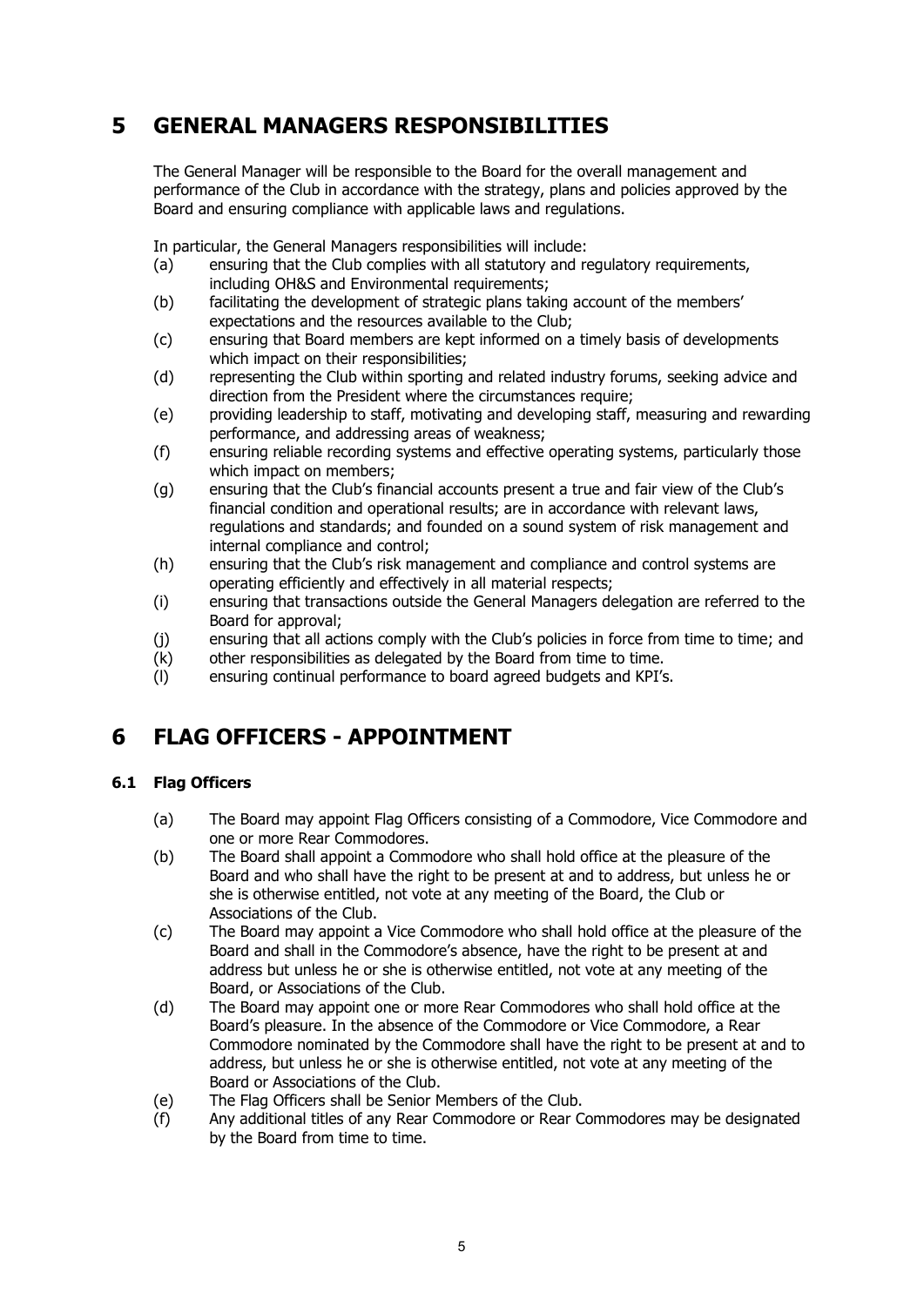# 5 GENERAL MANAGERS RESPONSIBILITIES

The General Manager will be responsible to the Board for the overall management and performance of the Club in accordance with the strategy, plans and policies approved by the Board and ensuring compliance with applicable laws and regulations.

In particular, the General Managers responsibilities will include:

(a) ensuring that the Club complies with all statutory and regulatory requirements, including OH&S and Environmental requirements;

(b) facilitating the development of strategic plans taking account of the members' expectations and the resources available to the Club;

(c) ensuring that Board members are kept informed on a timely basis of developments which impact on their responsibilities;

(d) representing the Club within sporting and related industry forums, seeking advice and direction from the President where the circumstances require;

(e) providing leadership to staff, motivating and developing staff, measuring and rewarding performance, and addressing areas of weakness;

(f) ensuring reliable recording systems and effective operating systems, particularly those which impact on members;

(g) ensuring that the Club's financial accounts present a true and fair view of the Club's financial condition and operational results; are in accordance with relevant laws, regulations and standards; and founded on a sound system of risk management and internal compliance and control;

(h) ensuring that the Club's risk management and compliance and control systems are operating efficiently and effectively in all material respects;

(i) ensuring that transactions outside the General Managers delegation are referred to the Board for approval;

(j) ensuring that all actions comply with the Club's policies in force from time to time; and

(k) other responsibilities as delegated by the Board from time to time.

(l) ensuring continual performance to board agreed budgets and KPI's.

# 6 FLAG OFFICERS - APPOINTMENT

### 6.1 Flag Officers

(a) The Board may appoint Flag Officers consisting of a Commodore, Vice Commodore and one or more Rear Commodores.

(b) The Board shall appoint a Commodore who shall hold office at the pleasure of the Board and who shall have the right to be present at and to address, but unless he or she is otherwise entitled, not vote at any meeting of the Board, the Club or Associations of the Club.

(c) The Board may appoint a Vice Commodore who shall hold office at the pleasure of the Board and shall in the Commodore's absence, have the right to be present at and address but unless he or she is otherwise entitled, not vote at any meeting of the Board, or Associations of the Club.

(d) The Board may appoint one or more Rear Commodores who shall hold office at the Board's pleasure. In the absence of the Commodore or Vice Commodore, a Rear Commodore nominated by the Commodore shall have the right to be present at and to address, but unless he or she is otherwise entitled, not vote at any meeting of the Board or Associations of the Club.

(e) The Flag Officers shall be Senior Members of the Club.

(f) Any additional titles of any Rear Commodore or Rear Commodores may be designated by the Board from time to time.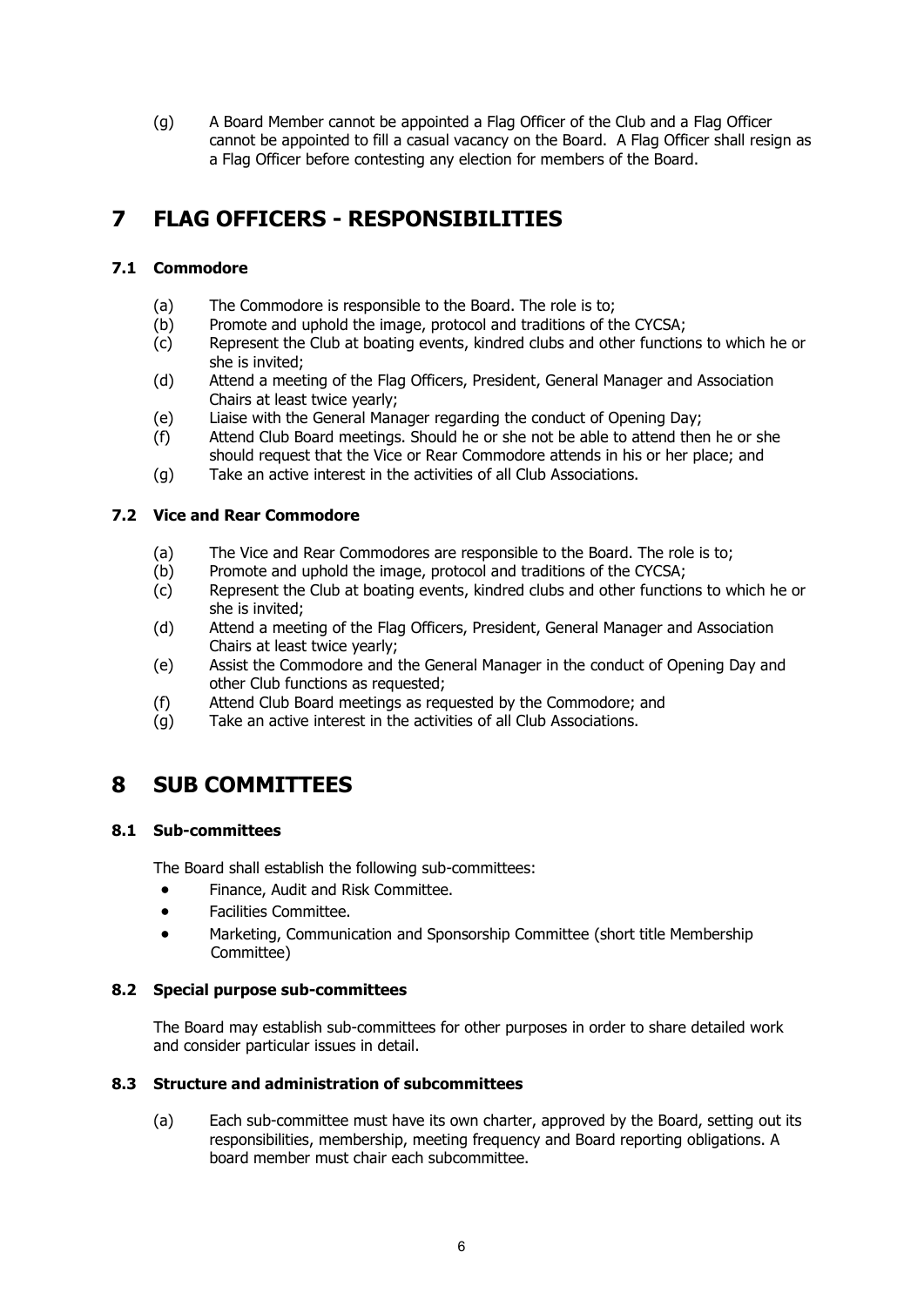(g) A Board Member cannot be appointed a Flag Officer of the Club and a Flag Officer cannot be appointed to fill a casual vacancy on the Board. A Flag Officer shall resign as a Flag Officer before contesting any election for members of the Board.

# 7 FLAG OFFICERS - RESPONSIBILITIES

### 7.1 Commodore

(a) The Commodore is responsible to the Board. The role is to;
(b) Promote and uphold the image, protocol and traditions of the CYCSA;
(c) Represent the Club at boating events, kindred clubs and other functions to which he or she is invited;
(d) Attend a meeting of the Flag Officers, President, General Manager and Association Chairs at least twice yearly;
(e) Liaise with the General Manager regarding the conduct of Opening Day;
(f) Attend Club Board meetings. Should he or she not be able to attend then he or she should request that the Vice or Rear Commodore attends in his or her place; and
(g) Take an active interest in the activities of all Club Associations.

### 7.2 Vice and Rear Commodore

(a) The Vice and Rear Commodores are responsible to the Board. The role is to;
(b) Promote and uphold the image, protocol and traditions of the CYCSA;
(c) Represent the Club at boating events, kindred clubs and other functions to which he or she is invited;
(d) Attend a meeting of the Flag Officers, President, General Manager and Association Chairs at least twice yearly;
(e) Assist the Commodore and the General Manager in the conduct of Opening Day and other Club functions as requested;
(f) Attend Club Board meetings as requested by the Commodore; and
(g) Take an active interest in the activities of all Club Associations.

# 8 SUB COMMITTEES

### 8.1 Sub-committees

The Board shall establish the following sub-committees:

- Finance, Audit and Risk Committee.
- Facilities Committee.
- Marketing, Communication and Sponsorship Committee (short title Membership Committee)

### 8.2 Special purpose sub-committees

The Board may establish sub-committees for other purposes in order to share detailed work and consider particular issues in detail.

### 8.3 Structure and administration of subcommittees

(a) Each sub-committee must have its own charter, approved by the Board, setting out its responsibilities, membership, meeting frequency and Board reporting obligations. A board member must chair each subcommittee.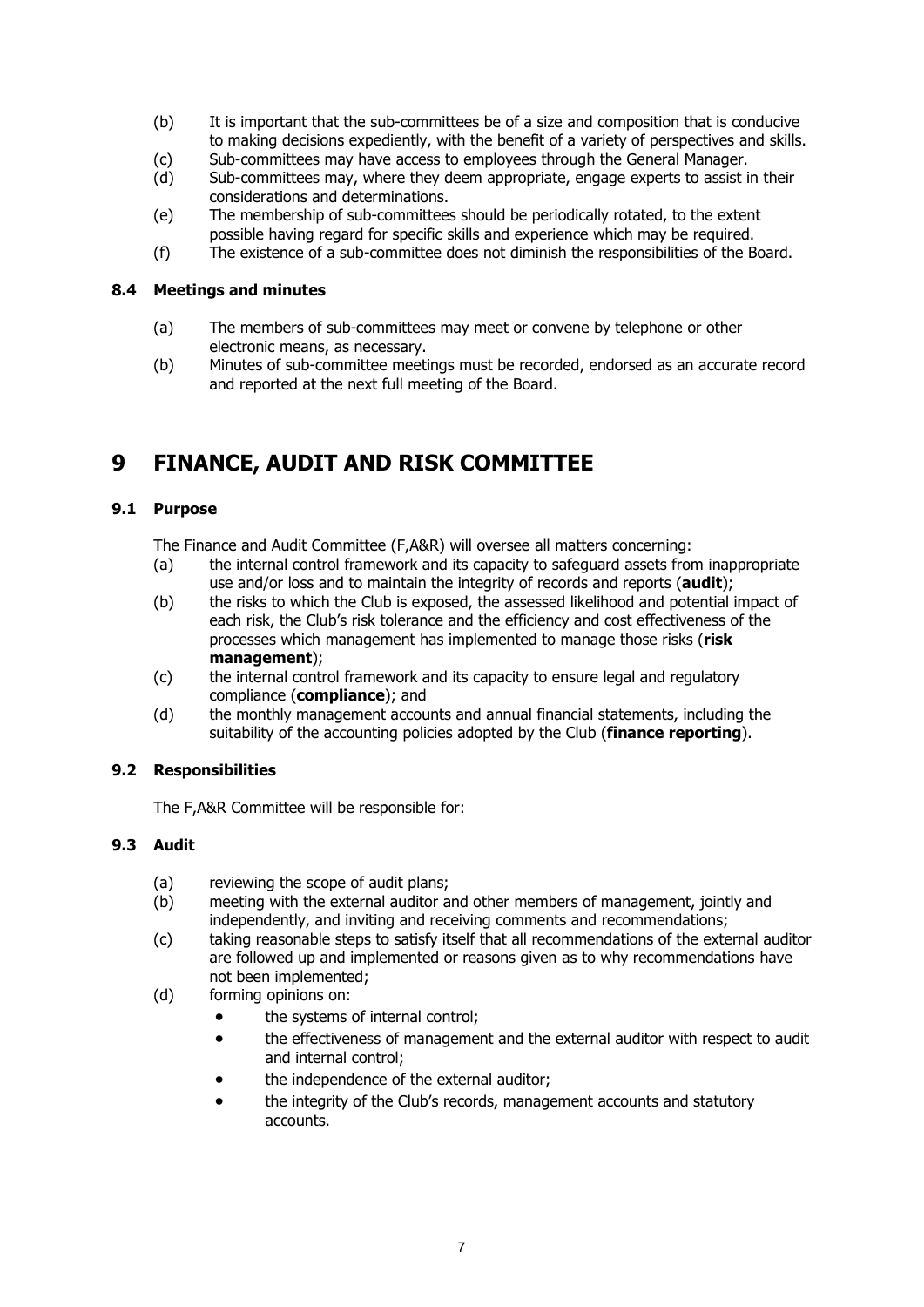(b) It is important that the sub-committees be of a size and composition that is conducive to making decisions expediently, with the benefit of a variety of perspectives and skills.

(c) Sub-committees may have access to employees through the General Manager.

(d) Sub-committees may, where they deem appropriate, engage experts to assist in their considerations and determinations.

(e) The membership of sub-committees should be periodically rotated, to the extent possible having regard for specific skills and experience which may be required.

(f) The existence of a sub-committee does not diminish the responsibilities of the Board.

### 8.4 Meetings and minutes

(a) The members of sub-committees may meet or convene by telephone or other electronic means, as necessary.

(b) Minutes of sub-committee meetings must be recorded, endorsed as an accurate record and reported at the next full meeting of the Board.

## 9 FINANCE, AUDIT AND RISK COMMITTEE

### 9.1 Purpose

The Finance and Audit Committee (F,A&R) will oversee all matters concerning:

(a) the internal control framework and its capacity to safeguard assets from inappropriate use and/or loss and to maintain the integrity of records and reports (**audit**);

(b) the risks to which the Club is exposed, the assessed likelihood and potential impact of each risk, the Club's risk tolerance and the efficiency and cost effectiveness of the processes which management has implemented to manage those risks (**risk management**);

(c) the internal control framework and its capacity to ensure legal and regulatory compliance (**compliance**); and

(d) the monthly management accounts and annual financial statements, including the suitability of the accounting policies adopted by the Club (**finance reporting**).

### 9.2 Responsibilities

The F,A&R Committee will be responsible for:

### 9.3 Audit

(a) reviewing the scope of audit plans;

(b) meeting with the external auditor and other members of management, jointly and independently, and inviting and receiving comments and recommendations;

(c) taking reasonable steps to satisfy itself that all recommendations of the external auditor are followed up and implemented or reasons given as to why recommendations have not been implemented;

(d) forming opinions on:

- the systems of internal control;
- the effectiveness of management and the external auditor with respect to audit and internal control;
- the independence of the external auditor;
- the integrity of the Club's records, management accounts and statutory accounts.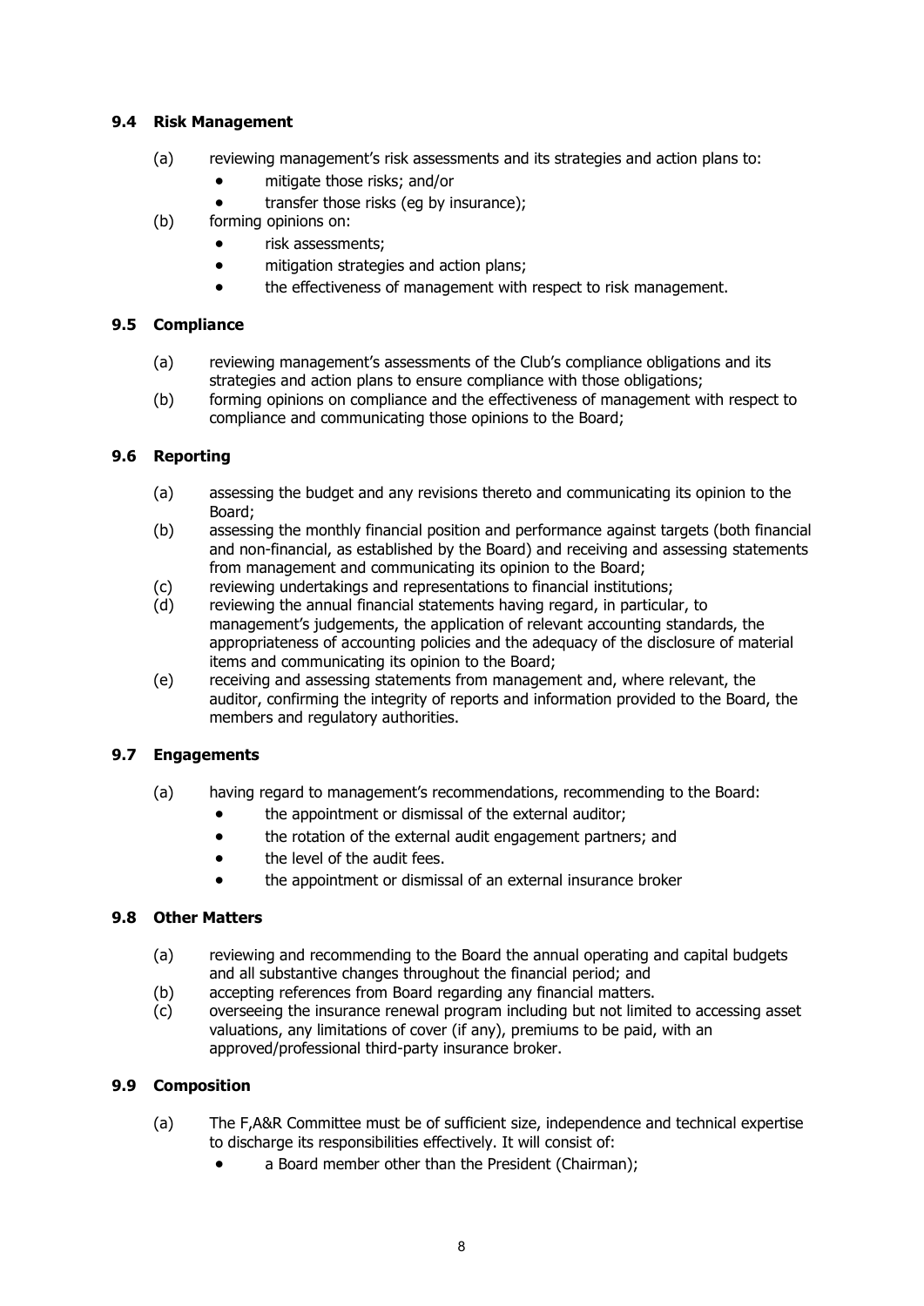### 9.4 Risk Management

(a) reviewing management's risk assessments and its strategies and action plans to:
- mitigate those risks; and/or
- transfer those risks (eg by insurance);

(b) forming opinions on:
- risk assessments;
- mitigation strategies and action plans;
- the effectiveness of management with respect to risk management.

### 9.5 Compliance

(a) reviewing management's assessments of the Club's compliance obligations and its strategies and action plans to ensure compliance with those obligations;

(b) forming opinions on compliance and the effectiveness of management with respect to compliance and communicating those opinions to the Board;

### 9.6 Reporting

(a) assessing the budget and any revisions thereto and communicating its opinion to the Board;

(b) assessing the monthly financial position and performance against targets (both financial and non-financial, as established by the Board) and receiving and assessing statements from management and communicating its opinion to the Board;

(c) reviewing undertakings and representations to financial institutions;

(d) reviewing the annual financial statements having regard, in particular, to management's judgements, the application of relevant accounting standards, the appropriateness of accounting policies and the adequacy of the disclosure of material items and communicating its opinion to the Board;

(e) receiving and assessing statements from management and, where relevant, the auditor, confirming the integrity of reports and information provided to the Board, the members and regulatory authorities.

### 9.7 Engagements

(a) having regard to management's recommendations, recommending to the Board:
- the appointment or dismissal of the external auditor;
- the rotation of the external audit engagement partners; and
- the level of the audit fees.
- the appointment or dismissal of an external insurance broker

### 9.8 Other Matters

(a) reviewing and recommending to the Board the annual operating and capital budgets and all substantive changes throughout the financial period; and

(b) accepting references from Board regarding any financial matters.

(c) overseeing the insurance renewal program including but not limited to accessing asset valuations, any limitations of cover (if any), premiums to be paid, with an approved/professional third-party insurance broker.

### 9.9 Composition

(a) The F,A&R Committee must be of sufficient size, independence and technical expertise to discharge its responsibilities effectively. It will consist of:
- a Board member other than the President (Chairman);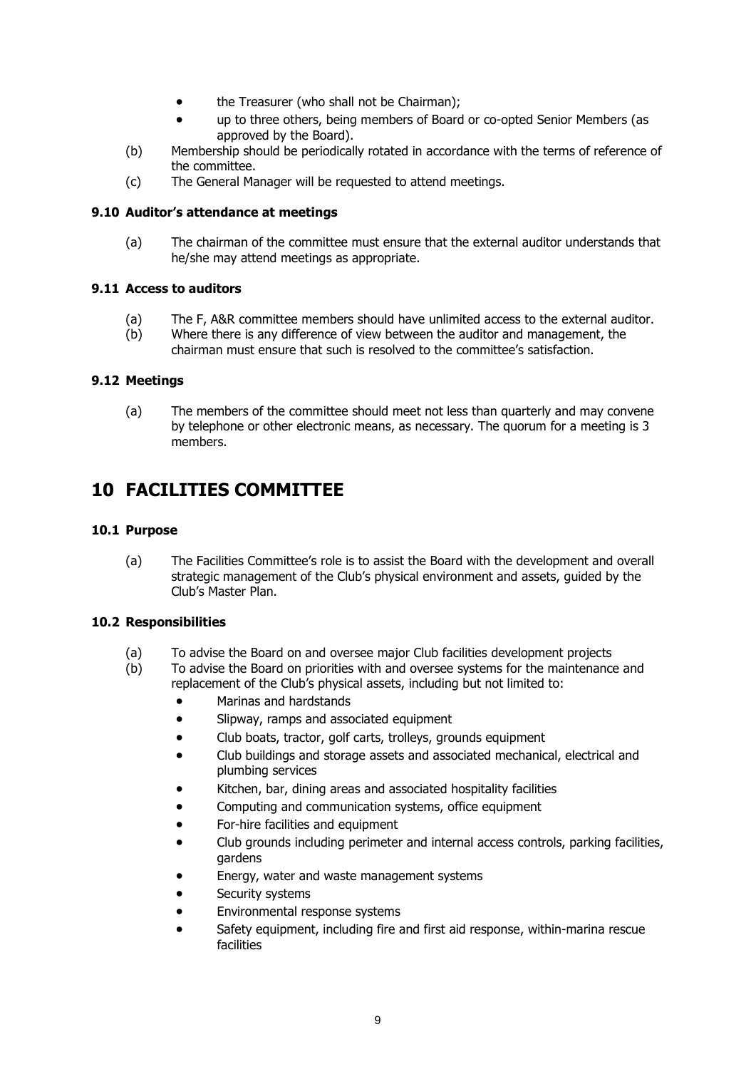- the Treasurer (who shall not be Chairman);
- up to three others, being members of Board or co-opted Senior Members (as approved by the Board).

(b) Membership should be periodically rotated in accordance with the terms of reference of the committee.

(c) The General Manager will be requested to attend meetings.

### 9.10 Auditor's attendance at meetings

(a) The chairman of the committee must ensure that the external auditor understands that he/she may attend meetings as appropriate.

### 9.11 Access to auditors

(a) The F, A&R committee members should have unlimited access to the external auditor.

(b) Where there is any difference of view between the auditor and management, the chairman must ensure that such is resolved to the committee's satisfaction.

### 9.12 Meetings

(a) The members of the committee should meet not less than quarterly and may convene by telephone or other electronic means, as necessary. The quorum for a meeting is 3 members.

## 10 FACILITIES COMMITTEE

### 10.1 Purpose

(a) The Facilities Committee's role is to assist the Board with the development and overall strategic management of the Club's physical environment and assets, guided by the Club's Master Plan.

### 10.2 Responsibilities

(a) To advise the Board on and oversee major Club facilities development projects

(b) To advise the Board on priorities with and oversee systems for the maintenance and replacement of the Club's physical assets, including but not limited to:

- Marinas and hardstands
- Slipway, ramps and associated equipment
- Club boats, tractor, golf carts, trolleys, grounds equipment
- Club buildings and storage assets and associated mechanical, electrical and plumbing services
- Kitchen, bar, dining areas and associated hospitality facilities
- Computing and communication systems, office equipment
- For-hire facilities and equipment
- Club grounds including perimeter and internal access controls, parking facilities, gardens
- Energy, water and waste management systems
- Security systems
- Environmental response systems
- Safety equipment, including fire and first aid response, within-marina rescue facilities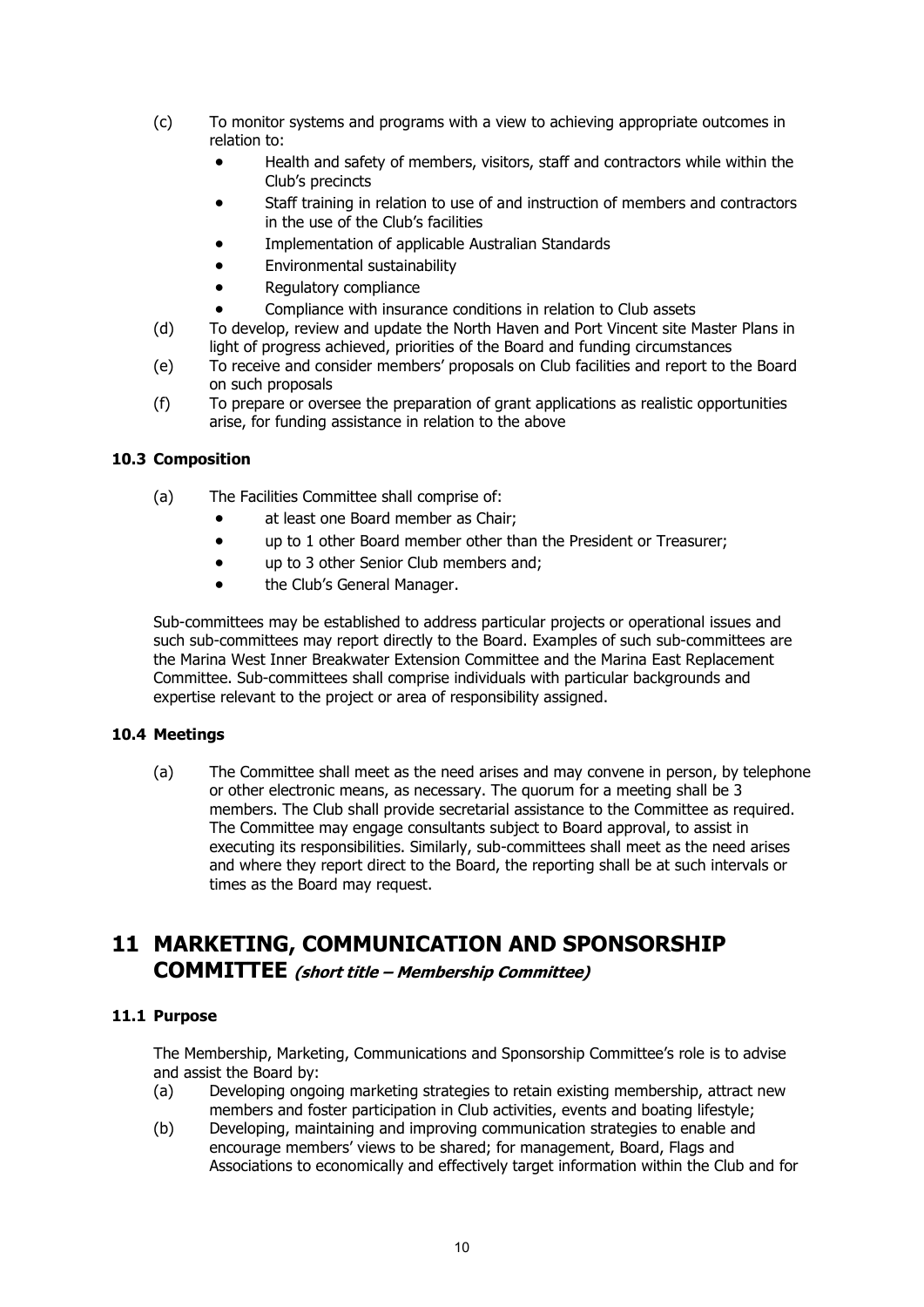(c) To monitor systems and programs with a view to achieving appropriate outcomes in relation to:
- Health and safety of members, visitors, staff and contractors while within the Club's precincts
- Staff training in relation to use of and instruction of members and contractors in the use of the Club's facilities
- Implementation of applicable Australian Standards
- Environmental sustainability
- Regulatory compliance
- Compliance with insurance conditions in relation to Club assets

(d) To develop, review and update the North Haven and Port Vincent site Master Plans in light of progress achieved, priorities of the Board and funding circumstances

(e) To receive and consider members' proposals on Club facilities and report to the Board on such proposals

(f) To prepare or oversee the preparation of grant applications as realistic opportunities arise, for funding assistance in relation to the above

### 10.3 Composition

(a) The Facilities Committee shall comprise of:
- at least one Board member as Chair;
- up to 1 other Board member other than the President or Treasurer;
- up to 3 other Senior Club members and;
- the Club's General Manager.

Sub-committees may be established to address particular projects or operational issues and such sub-committees may report directly to the Board. Examples of such sub-committees are the Marina West Inner Breakwater Extension Committee and the Marina East Replacement Committee. Sub-committees shall comprise individuals with particular backgrounds and expertise relevant to the project or area of responsibility assigned.

### 10.4 Meetings

(a) The Committee shall meet as the need arises and may convene in person, by telephone or other electronic means, as necessary. The quorum for a meeting shall be 3 members. The Club shall provide secretarial assistance to the Committee as required. The Committee may engage consultants subject to Board approval, to assist in executing its responsibilities. Similarly, sub-committees shall meet as the need arises and where they report direct to the Board, the reporting shall be at such intervals or times as the Board may request.

## 11 MARKETING, COMMUNICATION AND SPONSORSHIP COMMITTEE *(short title – Membership Committee)*

### 11.1 Purpose

The Membership, Marketing, Communications and Sponsorship Committee's role is to advise and assist the Board by:

(a) Developing ongoing marketing strategies to retain existing membership, attract new members and foster participation in Club activities, events and boating lifestyle;

(b) Developing, maintaining and improving communication strategies to enable and encourage members' views to be shared; for management, Board, Flags and Associations to economically and effectively target information within the Club and for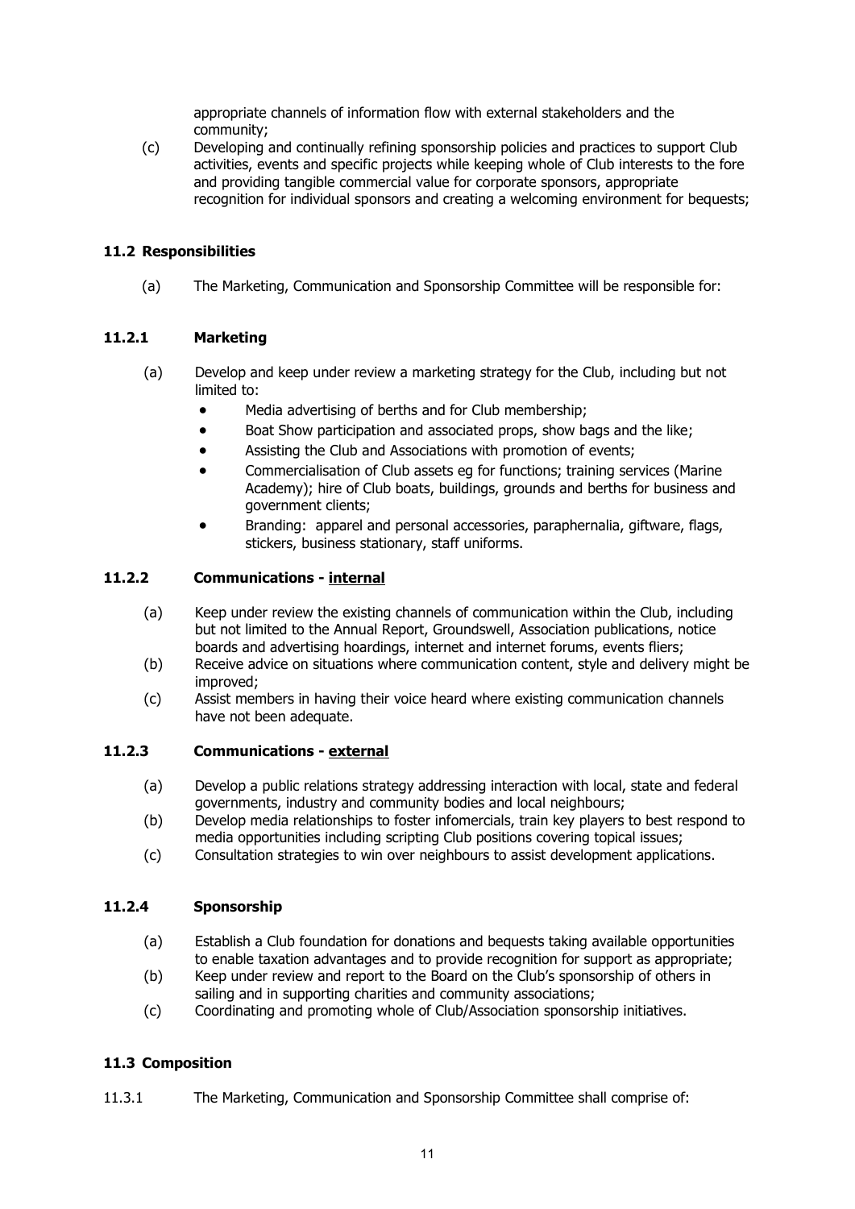appropriate channels of information flow with external stakeholders and the community;

(c) Developing and continually refining sponsorship policies and practices to support Club activities, events and specific projects while keeping whole of Club interests to the fore and providing tangible commercial value for corporate sponsors, appropriate recognition for individual sponsors and creating a welcoming environment for bequests;

### 11.2 Responsibilities

(a) The Marketing, Communication and Sponsorship Committee will be responsible for:

#### 11.2.1 Marketing

(a) Develop and keep under review a marketing strategy for the Club, including but not limited to:

- Media advertising of berths and for Club membership;
- Boat Show participation and associated props, show bags and the like;
- Assisting the Club and Associations with promotion of events;
- Commercialisation of Club assets eg for functions; training services (Marine Academy); hire of Club boats, buildings, grounds and berths for business and government clients;
- Branding: apparel and personal accessories, paraphernalia, giftware, flags, stickers, business stationary, staff uniforms.

#### 11.2.2 Communications - internal

(a) Keep under review the existing channels of communication within the Club, including but not limited to the Annual Report, Groundswell, Association publications, notice boards and advertising hoardings, internet and internet forums, events fliers;

(b) Receive advice on situations where communication content, style and delivery might be improved;

(c) Assist members in having their voice heard where existing communication channels have not been adequate.

#### 11.2.3 Communications - external

(a) Develop a public relations strategy addressing interaction with local, state and federal governments, industry and community bodies and local neighbours;

(b) Develop media relationships to foster infomercials, train key players to best respond to media opportunities including scripting Club positions covering topical issues;

(c) Consultation strategies to win over neighbours to assist development applications.

#### 11.2.4 Sponsorship

(a) Establish a Club foundation for donations and bequests taking available opportunities to enable taxation advantages and to provide recognition for support as appropriate;

(b) Keep under review and report to the Board on the Club's sponsorship of others in sailing and in supporting charities and community associations;

(c) Coordinating and promoting whole of Club/Association sponsorship initiatives.

### 11.3 Composition

11.3.1 The Marketing, Communication and Sponsorship Committee shall comprise of: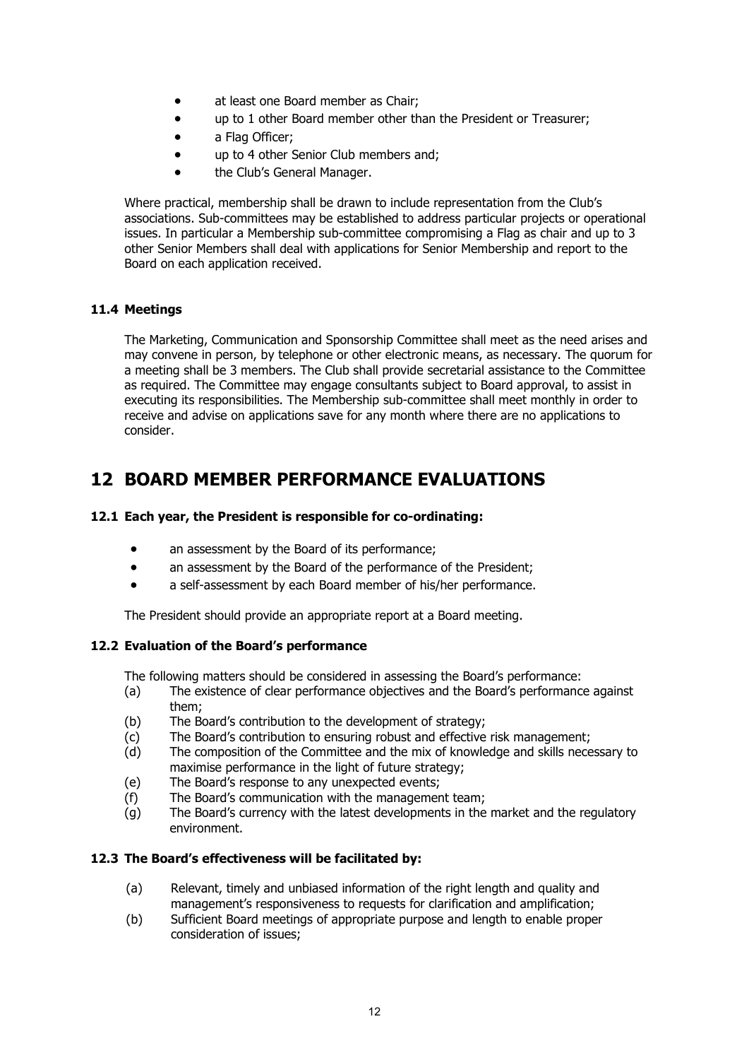- at least one Board member as Chair;
- up to 1 other Board member other than the President or Treasurer;
- a Flag Officer;
- up to 4 other Senior Club members and;
- the Club's General Manager.

Where practical, membership shall be drawn to include representation from the Club's associations. Sub-committees may be established to address particular projects or operational issues. In particular a Membership sub-committee compromising a Flag as chair and up to 3 other Senior Members shall deal with applications for Senior Membership and report to the Board on each application received.

### 11.4 Meetings

The Marketing, Communication and Sponsorship Committee shall meet as the need arises and may convene in person, by telephone or other electronic means, as necessary. The quorum for a meeting shall be 3 members. The Club shall provide secretarial assistance to the Committee as required. The Committee may engage consultants subject to Board approval, to assist in executing its responsibilities. The Membership sub-committee shall meet monthly in order to receive and advise on applications save for any month where there are no applications to consider.

## 12 BOARD MEMBER PERFORMANCE EVALUATIONS

### 12.1 Each year, the President is responsible for co-ordinating:

- an assessment by the Board of its performance;
- an assessment by the Board of the performance of the President;
- a self-assessment by each Board member of his/her performance.

The President should provide an appropriate report at a Board meeting.

### 12.2 Evaluation of the Board's performance

The following matters should be considered in assessing the Board's performance:

(a) The existence of clear performance objectives and the Board's performance against them;
(b) The Board's contribution to the development of strategy;
(c) The Board's contribution to ensuring robust and effective risk management;
(d) The composition of the Committee and the mix of knowledge and skills necessary to maximise performance in the light of future strategy;
(e) The Board's response to any unexpected events;
(f) The Board's communication with the management team;
(g) The Board's currency with the latest developments in the market and the regulatory environment.

### 12.3 The Board's effectiveness will be facilitated by:

(a) Relevant, timely and unbiased information of the right length and quality and management's responsiveness to requests for clarification and amplification;
(b) Sufficient Board meetings of appropriate purpose and length to enable proper consideration of issues;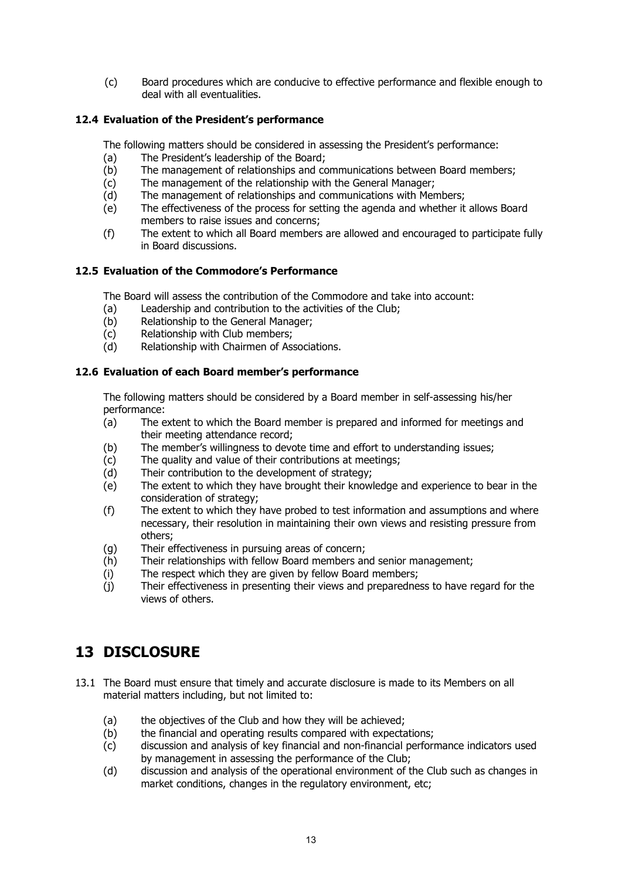(c) Board procedures which are conducive to effective performance and flexible enough to deal with all eventualities.

### 12.4 Evaluation of the President's performance

The following matters should be considered in assessing the President's performance:

(a) The President's leadership of the Board;
(b) The management of relationships and communications between Board members;
(c) The management of the relationship with the General Manager;
(d) The management of relationships and communications with Members;
(e) The effectiveness of the process for setting the agenda and whether it allows Board members to raise issues and concerns;
(f) The extent to which all Board members are allowed and encouraged to participate fully in Board discussions.

### 12.5 Evaluation of the Commodore's Performance

The Board will assess the contribution of the Commodore and take into account:

(a) Leadership and contribution to the activities of the Club;
(b) Relationship to the General Manager;
(c) Relationship with Club members;
(d) Relationship with Chairmen of Associations.

### 12.6 Evaluation of each Board member's performance

The following matters should be considered by a Board member in self-assessing his/her performance:

(a) The extent to which the Board member is prepared and informed for meetings and their meeting attendance record;
(b) The member's willingness to devote time and effort to understanding issues;
(c) The quality and value of their contributions at meetings;
(d) Their contribution to the development of strategy;
(e) The extent to which they have brought their knowledge and experience to bear in the consideration of strategy;
(f) The extent to which they have probed to test information and assumptions and where necessary, their resolution in maintaining their own views and resisting pressure from others;
(g) Their effectiveness in pursuing areas of concern;
(h) Their relationships with fellow Board members and senior management;
(i) The respect which they are given by fellow Board members;
(j) Their effectiveness in presenting their views and preparedness to have regard for the views of others.

# 13 DISCLOSURE

13.1 The Board must ensure that timely and accurate disclosure is made to its Members on all material matters including, but not limited to:

(a) the objectives of the Club and how they will be achieved;
(b) the financial and operating results compared with expectations;
(c) discussion and analysis of key financial and non-financial performance indicators used by management in assessing the performance of the Club;
(d) discussion and analysis of the operational environment of the Club such as changes in market conditions, changes in the regulatory environment, etc;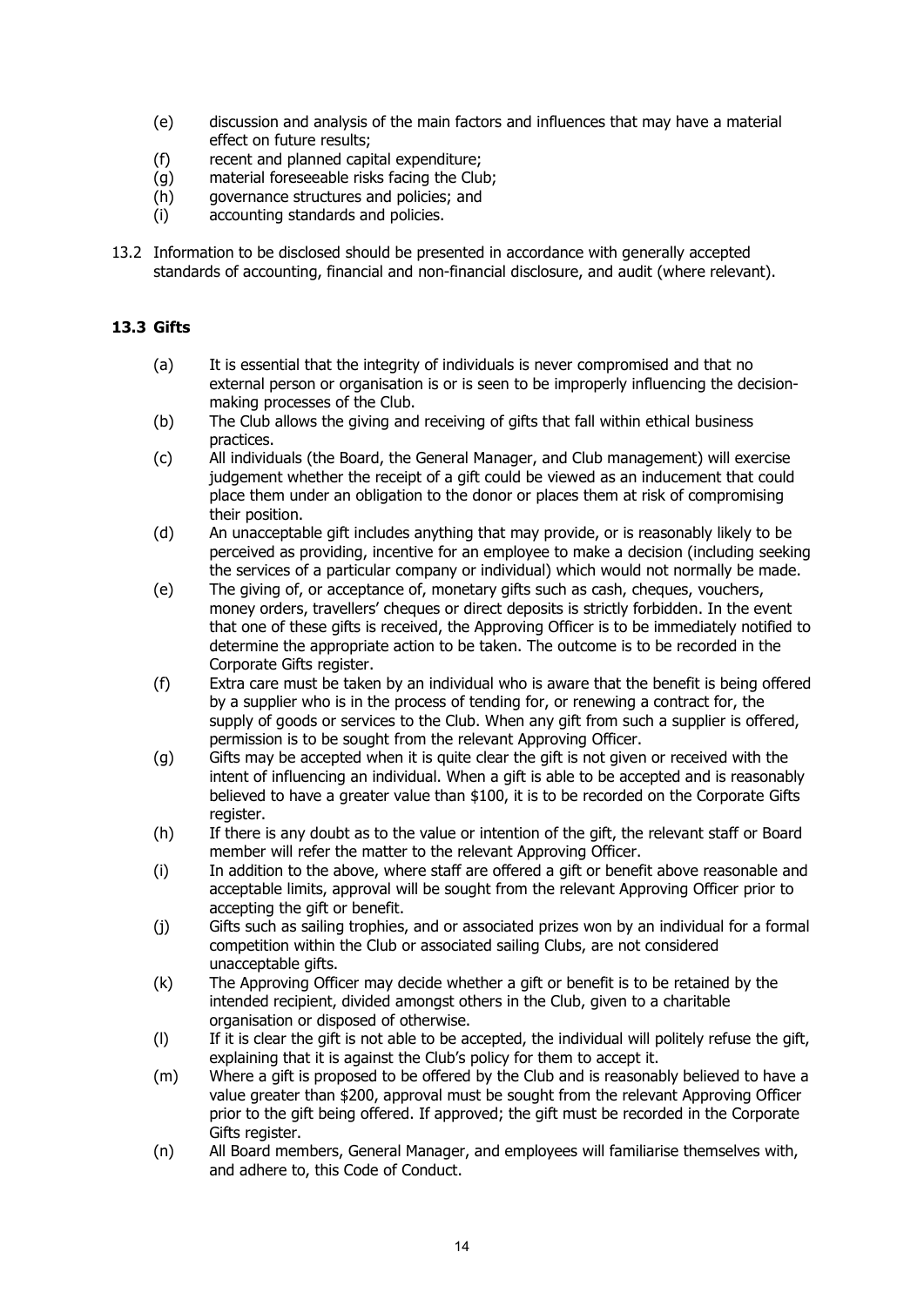(e) discussion and analysis of the main factors and influences that may have a material effect on future results;
(f) recent and planned capital expenditure;
(g) material foreseeable risks facing the Club;
(h) governance structures and policies; and
(i) accounting standards and policies.

13.2 Information to be disclosed should be presented in accordance with generally accepted standards of accounting, financial and non-financial disclosure, and audit (where relevant).

### 13.3 Gifts

(a) It is essential that the integrity of individuals is never compromised and that no external person or organisation is or is seen to be improperly influencing the decision-making processes of the Club.

(b) The Club allows the giving and receiving of gifts that fall within ethical business practices.

(c) All individuals (the Board, the General Manager, and Club management) will exercise judgement whether the receipt of a gift could be viewed as an inducement that could place them under an obligation to the donor or places them at risk of compromising their position.

(d) An unacceptable gift includes anything that may provide, or is reasonably likely to be perceived as providing, incentive for an employee to make a decision (including seeking the services of a particular company or individual) which would not normally be made.

(e) The giving of, or acceptance of, monetary gifts such as cash, cheques, vouchers, money orders, travellers' cheques or direct deposits is strictly forbidden. In the event that one of these gifts is received, the Approving Officer is to be immediately notified to determine the appropriate action to be taken. The outcome is to be recorded in the Corporate Gifts register.

(f) Extra care must be taken by an individual who is aware that the benefit is being offered by a supplier who is in the process of tending for, or renewing a contract for, the supply of goods or services to the Club. When any gift from such a supplier is offered, permission is to be sought from the relevant Approving Officer.

(g) Gifts may be accepted when it is quite clear the gift is not given or received with the intent of influencing an individual. When a gift is able to be accepted and is reasonably believed to have a greater value than $100, it is to be recorded on the Corporate Gifts register.

(h) If there is any doubt as to the value or intention of the gift, the relevant staff or Board member will refer the matter to the relevant Approving Officer.

(i) In addition to the above, where staff are offered a gift or benefit above reasonable and acceptable limits, approval will be sought from the relevant Approving Officer prior to accepting the gift or benefit.

(j) Gifts such as sailing trophies, and or associated prizes won by an individual for a formal competition within the Club or associated sailing Clubs, are not considered unacceptable gifts.

(k) The Approving Officer may decide whether a gift or benefit is to be retained by the intended recipient, divided amongst others in the Club, given to a charitable organisation or disposed of otherwise.

(l) If it is clear the gift is not able to be accepted, the individual will politely refuse the gift, explaining that it is against the Club's policy for them to accept it.

(m) Where a gift is proposed to be offered by the Club and is reasonably believed to have a value greater than $200, approval must be sought from the relevant Approving Officer prior to the gift being offered. If approved; the gift must be recorded in the Corporate Gifts register.

(n) All Board members, General Manager, and employees will familiarise themselves with, and adhere to, this Code of Conduct.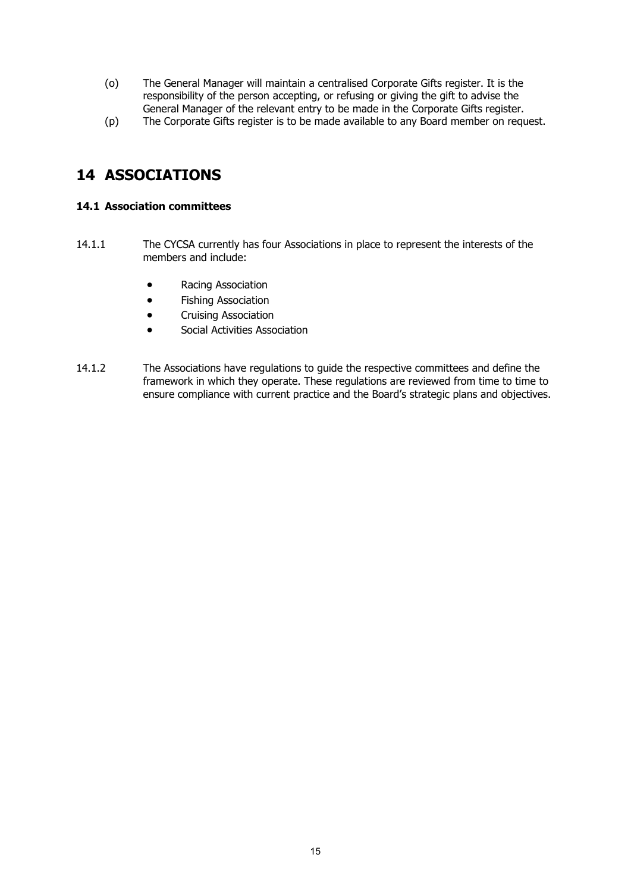(o) The General Manager will maintain a centralised Corporate Gifts register. It is the responsibility of the person accepting, or refusing or giving the gift to advise the General Manager of the relevant entry to be made in the Corporate Gifts register.

(p) The Corporate Gifts register is to be made available to any Board member on request.

# 14 ASSOCIATIONS

### 14.1 Association committees

14.1.1 The CYCSA currently has four Associations in place to represent the interests of the members and include:

- Racing Association
- Fishing Association
- Cruising Association
- Social Activities Association

14.1.2 The Associations have regulations to guide the respective committees and define the framework in which they operate. These regulations are reviewed from time to time to ensure compliance with current practice and the Board's strategic plans and objectives.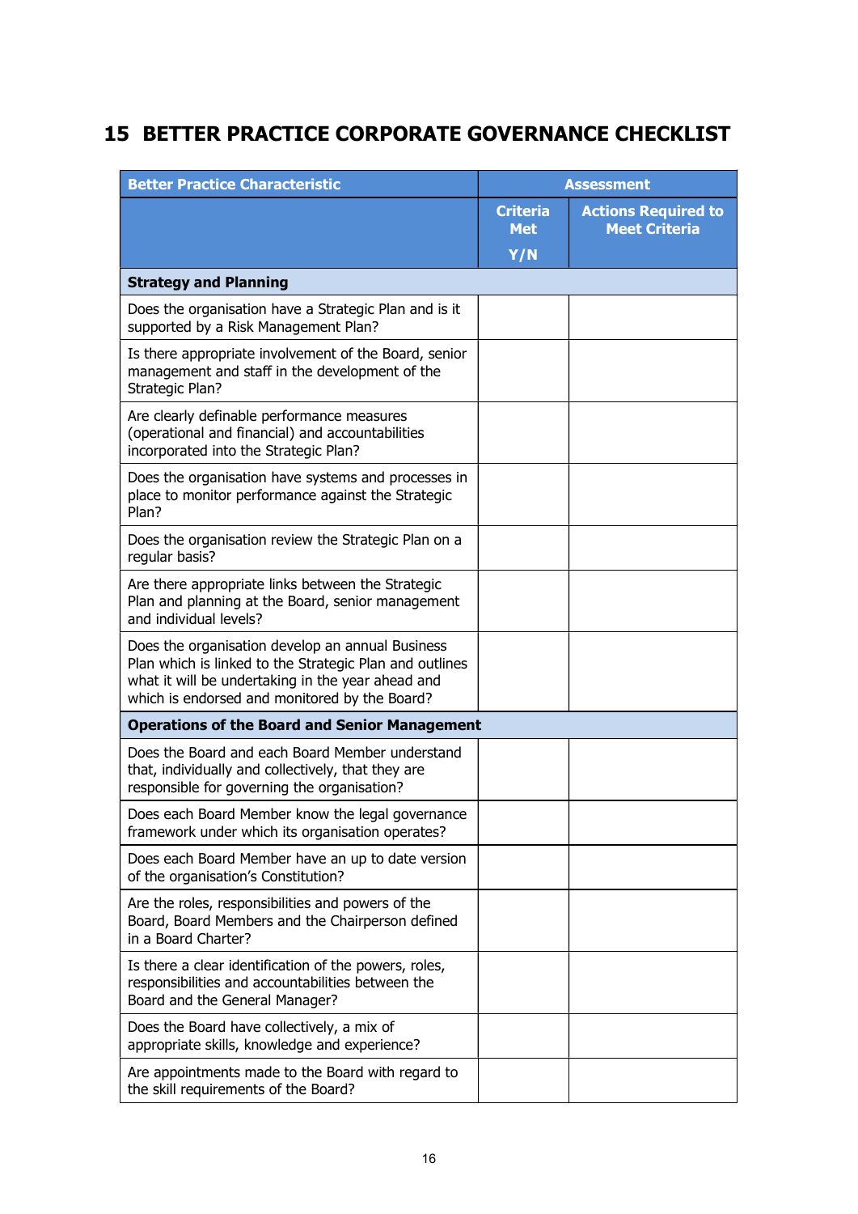# 15 BETTER PRACTICE CORPORATE GOVERNANCE CHECKLIST

| Better Practice Characteristic | Assessment | |
|---|---|---|
| | Criteria Met Y/N | Actions Required to Meet Criteria |
| **Strategy and Planning** | | |
| Does the organisation have a Strategic Plan and is it supported by a Risk Management Plan? | | |
| Is there appropriate involvement of the Board, senior management and staff in the development of the Strategic Plan? | | |
| Are clearly definable performance measures (operational and financial) and accountabilities incorporated into the Strategic Plan? | | |
| Does the organisation have systems and processes in place to monitor performance against the Strategic Plan? | | |
| Does the organisation review the Strategic Plan on a regular basis? | | |
| Are there appropriate links between the Strategic Plan and planning at the Board, senior management and individual levels? | | |
| Does the organisation develop an annual Business Plan which is linked to the Strategic Plan and outlines what it will be undertaking in the year ahead and which is endorsed and monitored by the Board? | | |
| **Operations of the Board and Senior Management** | | |
| Does the Board and each Board Member understand that, individually and collectively, that they are responsible for governing the organisation? | | |
| Does each Board Member know the legal governance framework under which its organisation operates? | | |
| Does each Board Member have an up to date version of the organisation's Constitution? | | |
| Are the roles, responsibilities and powers of the Board, Board Members and the Chairperson defined in a Board Charter? | | |
| Is there a clear identification of the powers, roles, responsibilities and accountabilities between the Board and the General Manager? | | |
| Does the Board have collectively, a mix of appropriate skills, knowledge and experience? | | |
| Are appointments made to the Board with regard to the skill requirements of the Board? | | |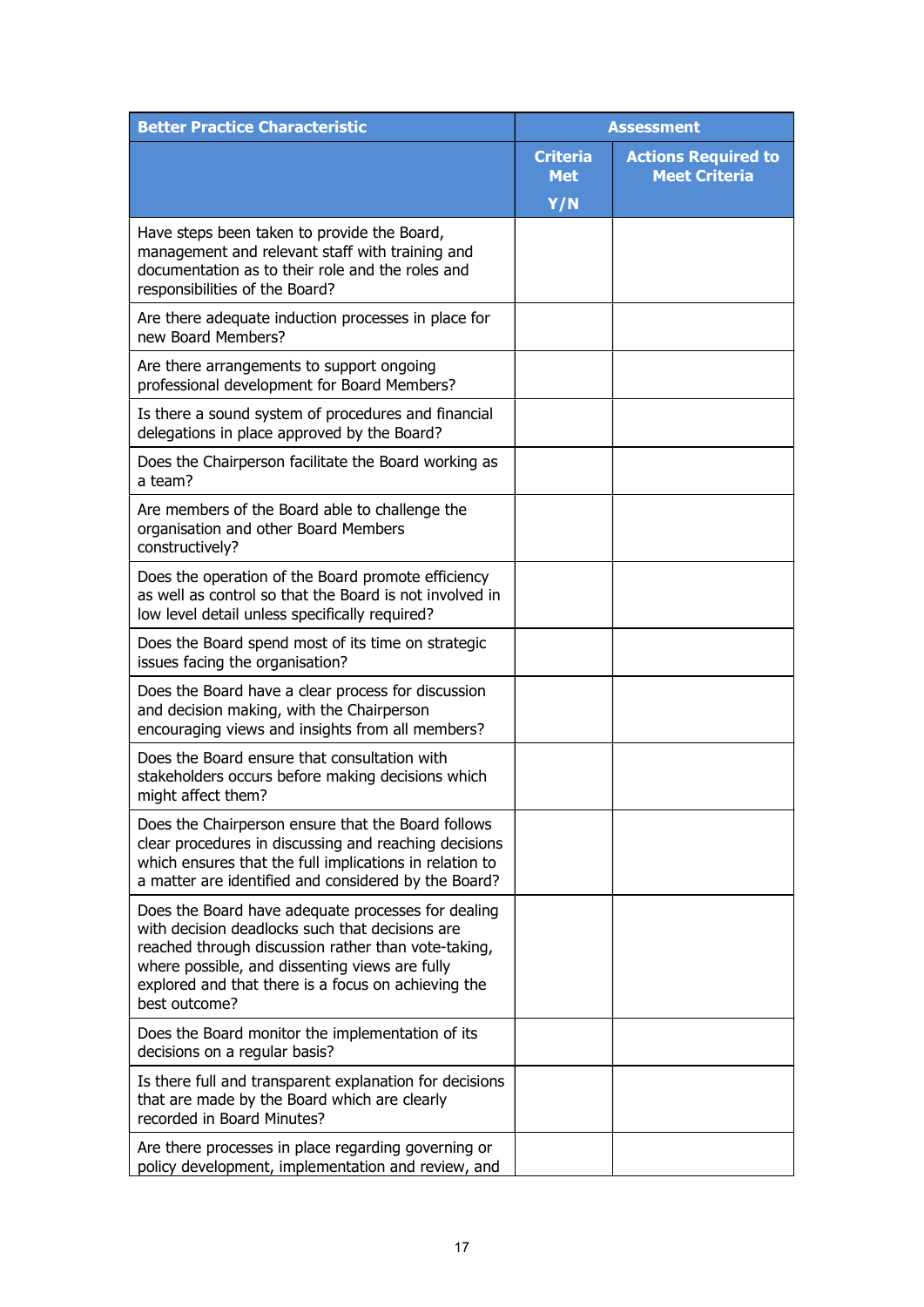| Better Practice Characteristic | Assessment | |
|---|---|---|
| | **Criteria Met Y/N** | **Actions Required to Meet Criteria** |
| Have steps been taken to provide the Board, management and relevant staff with training and documentation as to their role and the roles and responsibilities of the Board? | | |
| Are there adequate induction processes in place for new Board Members? | | |
| Are there arrangements to support ongoing professional development for Board Members? | | |
| Is there a sound system of procedures and financial delegations in place approved by the Board? | | |
| Does the Chairperson facilitate the Board working as a team? | | |
| Are members of the Board able to challenge the organisation and other Board Members constructively? | | |
| Does the operation of the Board promote efficiency as well as control so that the Board is not involved in low level detail unless specifically required? | | |
| Does the Board spend most of its time on strategic issues facing the organisation? | | |
| Does the Board have a clear process for discussion and decision making, with the Chairperson encouraging views and insights from all members? | | |
| Does the Board ensure that consultation with stakeholders occurs before making decisions which might affect them? | | |
| Does the Chairperson ensure that the Board follows clear procedures in discussing and reaching decisions which ensures that the full implications in relation to a matter are identified and considered by the Board? | | |
| Does the Board have adequate processes for dealing with decision deadlocks such that decisions are reached through discussion rather than vote-taking, where possible, and dissenting views are fully explored and that there is a focus on achieving the best outcome? | | |
| Does the Board monitor the implementation of its decisions on a regular basis? | | |
| Is there full and transparent explanation for decisions that are made by the Board which are clearly recorded in Board Minutes? | | |
| Are there processes in place regarding governing or policy development, implementation and review, and | | |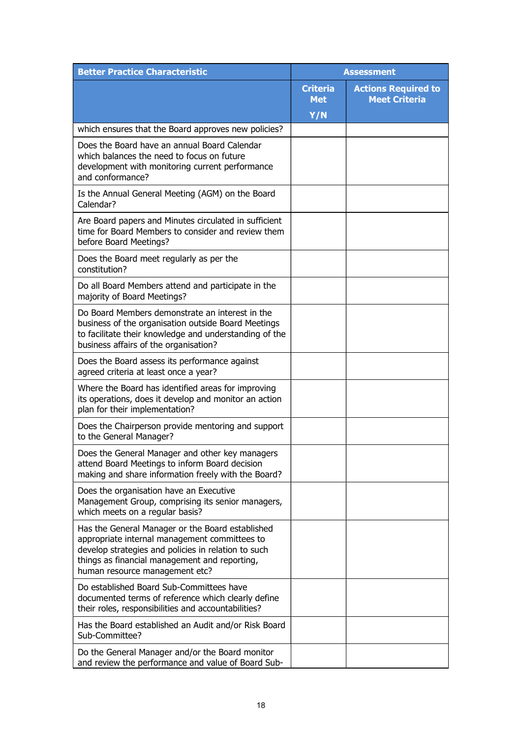| Better Practice Characteristic | Assessment | |
|---|---|---|
| | Criteria Met Y/N | Actions Required to Meet Criteria |
| which ensures that the Board approves new policies? | | |
| Does the Board have an annual Board Calendar which balances the need to focus on future development with monitoring current performance and conformance? | | |
| Is the Annual General Meeting (AGM) on the Board Calendar? | | |
| Are Board papers and Minutes circulated in sufficient time for Board Members to consider and review them before Board Meetings? | | |
| Does the Board meet regularly as per the constitution? | | |
| Do all Board Members attend and participate in the majority of Board Meetings? | | |
| Do Board Members demonstrate an interest in the business of the organisation outside Board Meetings to facilitate their knowledge and understanding of the business affairs of the organisation? | | |
| Does the Board assess its performance against agreed criteria at least once a year? | | |
| Where the Board has identified areas for improving its operations, does it develop and monitor an action plan for their implementation? | | |
| Does the Chairperson provide mentoring and support to the General Manager? | | |
| Does the General Manager and other key managers attend Board Meetings to inform Board decision making and share information freely with the Board? | | |
| Does the organisation have an Executive Management Group, comprising its senior managers, which meets on a regular basis? | | |
| Has the General Manager or the Board established appropriate internal management committees to develop strategies and policies in relation to such things as financial management and reporting, human resource management etc? | | |
| Do established Board Sub-Committees have documented terms of reference which clearly define their roles, responsibilities and accountabilities? | | |
| Has the Board established an Audit and/or Risk Board Sub-Committee? | | |
| Do the General Manager and/or the Board monitor and review the performance and value of Board Sub- | | |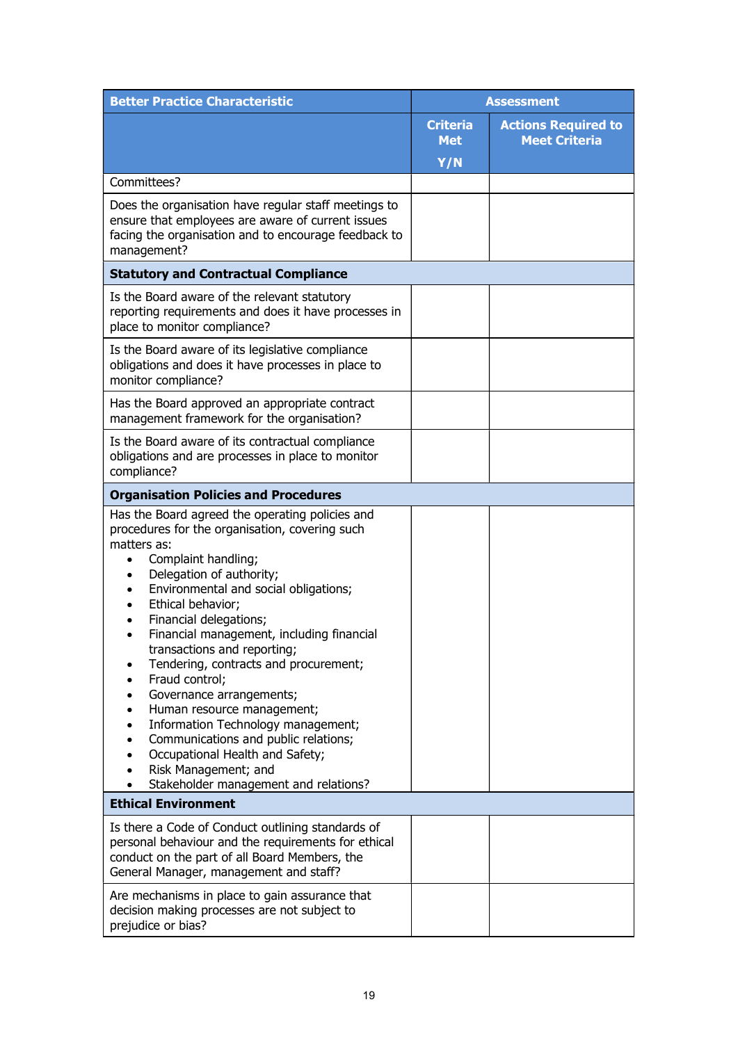| Better Practice Characteristic | Assessment | |
|---|---|---|
| | **Criteria Met Y/N** | **Actions Required to Meet Criteria** |
| Committees? | | |
| Does the organisation have regular staff meetings to ensure that employees are aware of current issues facing the organisation and to encourage feedback to management? | | |
| **Statutory and Contractual Compliance** | | |
| Is the Board aware of the relevant statutory reporting requirements and does it have processes in place to monitor compliance? | | |
| Is the Board aware of its legislative compliance obligations and does it have processes in place to monitor compliance? | | |
| Has the Board approved an appropriate contract management framework for the organisation? | | |
| Is the Board aware of its contractual compliance obligations and are processes in place to monitor compliance? | | |
| **Organisation Policies and Procedures** | | |
| Has the Board agreed the operating policies and procedures for the organisation, covering such matters as:<br>• Complaint handling;<br>• Delegation of authority;<br>• Environmental and social obligations;<br>• Ethical behavior;<br>• Financial delegations;<br>• Financial management, including financial transactions and reporting;<br>• Tendering, contracts and procurement;<br>• Fraud control;<br>• Governance arrangements;<br>• Human resource management;<br>• Information Technology management;<br>• Communications and public relations;<br>• Occupational Health and Safety;<br>• Risk Management; and<br>• Stakeholder management and relations? | | |
| **Ethical Environment** | | |
| Is there a Code of Conduct outlining standards of personal behaviour and the requirements for ethical conduct on the part of all Board Members, the General Manager, management and staff? | | |
| Are mechanisms in place to gain assurance that decision making processes are not subject to prejudice or bias? | | |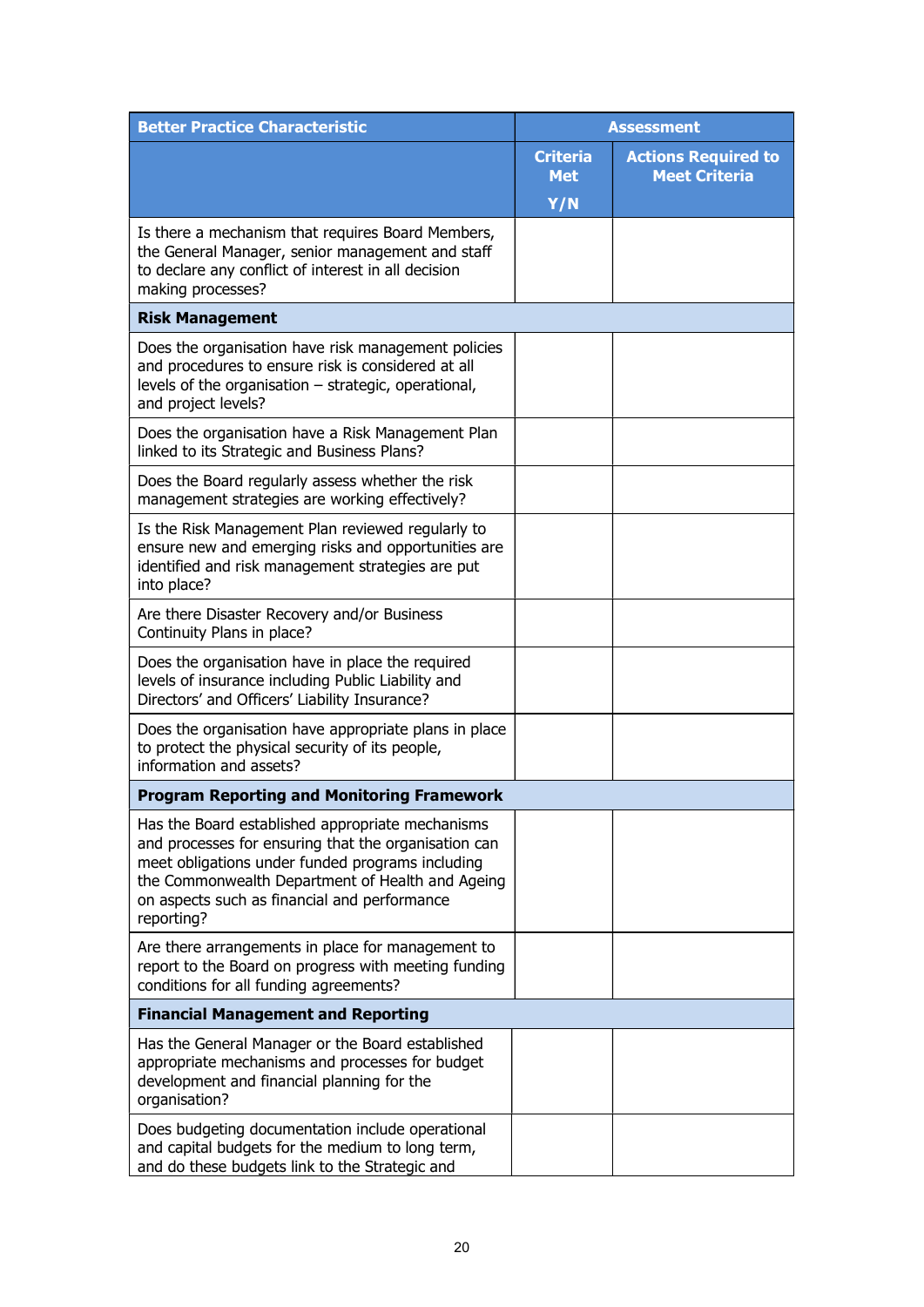| Better Practice Characteristic | Assessment | |
|---|---|---|
| | Criteria Met Y/N | Actions Required to Meet Criteria |
| Is there a mechanism that requires Board Members, the General Manager, senior management and staff to declare any conflict of interest in all decision making processes? | | |
| **Risk Management** | | |
| Does the organisation have risk management policies and procedures to ensure risk is considered at all levels of the organisation – strategic, operational, and project levels? | | |
| Does the organisation have a Risk Management Plan linked to its Strategic and Business Plans? | | |
| Does the Board regularly assess whether the risk management strategies are working effectively? | | |
| Is the Risk Management Plan reviewed regularly to ensure new and emerging risks and opportunities are identified and risk management strategies are put into place? | | |
| Are there Disaster Recovery and/or Business Continuity Plans in place? | | |
| Does the organisation have in place the required levels of insurance including Public Liability and Directors' and Officers' Liability Insurance? | | |
| Does the organisation have appropriate plans in place to protect the physical security of its people, information and assets? | | |
| **Program Reporting and Monitoring Framework** | | |
| Has the Board established appropriate mechanisms and processes for ensuring that the organisation can meet obligations under funded programs including the Commonwealth Department of Health and Ageing on aspects such as financial and performance reporting? | | |
| Are there arrangements in place for management to report to the Board on progress with meeting funding conditions for all funding agreements? | | |
| **Financial Management and Reporting** | | |
| Has the General Manager or the Board established appropriate mechanisms and processes for budget development and financial planning for the organisation? | | |
| Does budgeting documentation include operational and capital budgets for the medium to long term, and do these budgets link to the Strategic and | | |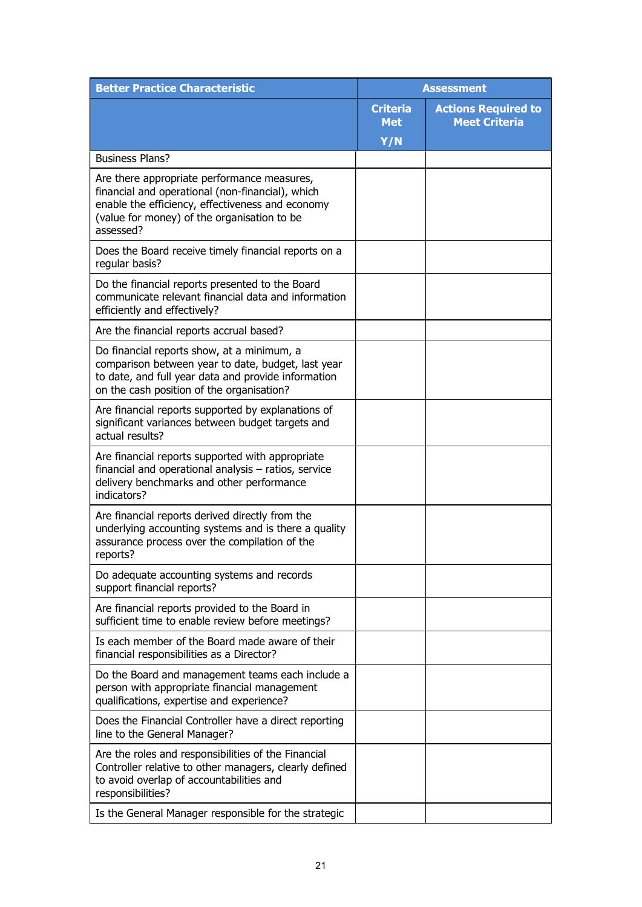| Better Practice Characteristic | Assessment | |
|---|---|---|
| | Criteria Met Y/N | Actions Required to Meet Criteria |
| Business Plans? | | |
| Are there appropriate performance measures, financial and operational (non-financial), which enable the efficiency, effectiveness and economy (value for money) of the organisation to be assessed? | | |
| Does the Board receive timely financial reports on a regular basis? | | |
| Do the financial reports presented to the Board communicate relevant financial data and information efficiently and effectively? | | |
| Are the financial reports accrual based? | | |
| Do financial reports show, at a minimum, a comparison between year to date, budget, last year to date, and full year data and provide information on the cash position of the organisation? | | |
| Are financial reports supported by explanations of significant variances between budget targets and actual results? | | |
| Are financial reports supported with appropriate financial and operational analysis – ratios, service delivery benchmarks and other performance indicators? | | |
| Are financial reports derived directly from the underlying accounting systems and is there a quality assurance process over the compilation of the reports? | | |
| Do adequate accounting systems and records support financial reports? | | |
| Are financial reports provided to the Board in sufficient time to enable review before meetings? | | |
| Is each member of the Board made aware of their financial responsibilities as a Director? | | |
| Do the Board and management teams each include a person with appropriate financial management qualifications, expertise and experience? | | |
| Does the Financial Controller have a direct reporting line to the General Manager? | | |
| Are the roles and responsibilities of the Financial Controller relative to other managers, clearly defined to avoid overlap of accountabilities and responsibilities? | | |
| Is the General Manager responsible for the strategic | | |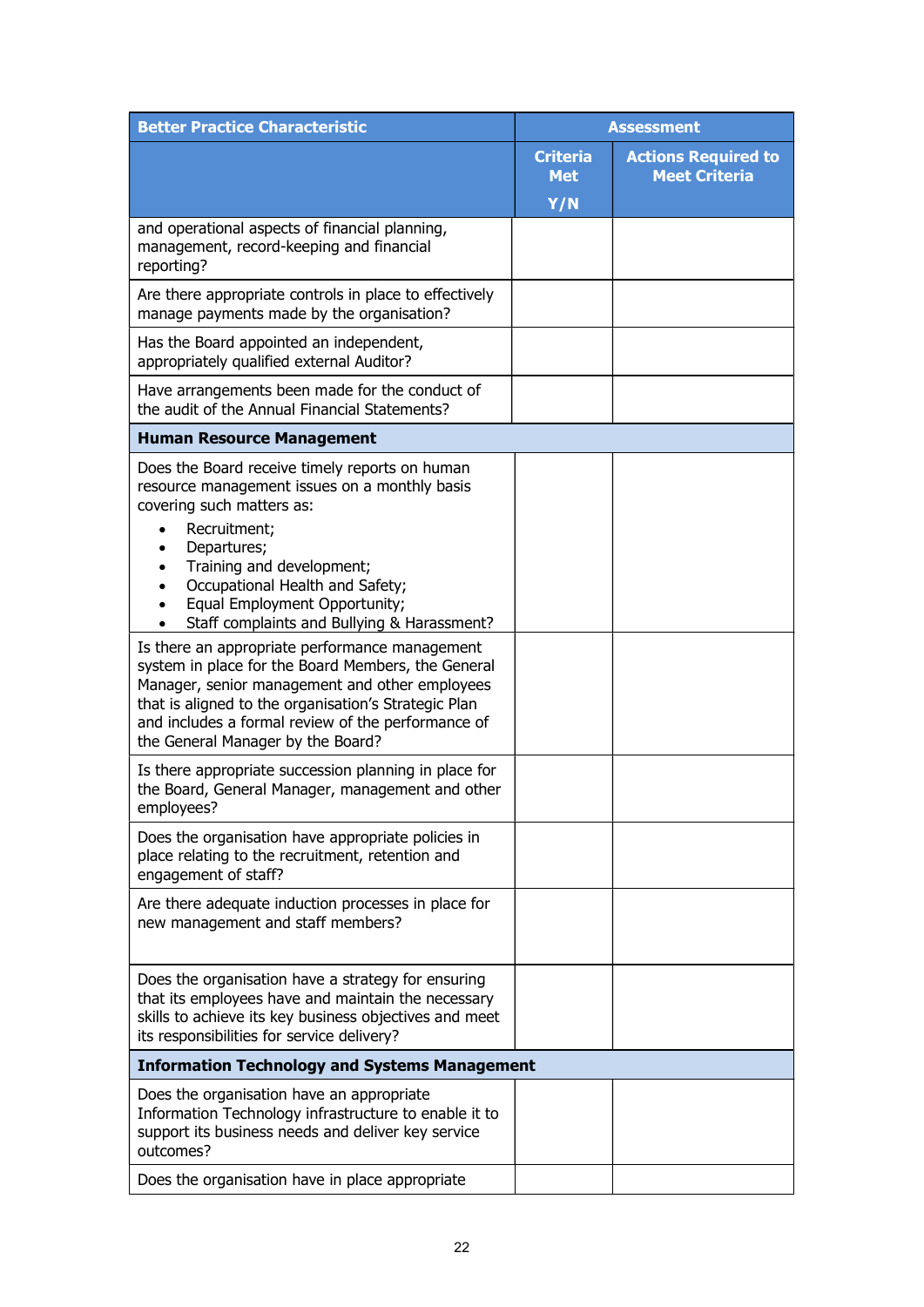| Better Practice Characteristic | Assessment | |
|---|---|---|
| | Criteria Met Y/N | Actions Required to Meet Criteria |
| and operational aspects of financial planning, management, record-keeping and financial reporting? | | |
| Are there appropriate controls in place to effectively manage payments made by the organisation? | | |
| Has the Board appointed an independent, appropriately qualified external Auditor? | | |
| Have arrangements been made for the conduct of the audit of the Annual Financial Statements? | | |
| **Human Resource Management** | | |
| Does the Board receive timely reports on human resource management issues on a monthly basis covering such matters as:<br>• Recruitment;<br>• Departures;<br>• Training and development;<br>• Occupational Health and Safety;<br>• Equal Employment Opportunity;<br>• Staff complaints and Bullying & Harassment? | | |
| Is there an appropriate performance management system in place for the Board Members, the General Manager, senior management and other employees that is aligned to the organisation's Strategic Plan and includes a formal review of the performance of the General Manager by the Board? | | |
| Is there appropriate succession planning in place for the Board, General Manager, management and other employees? | | |
| Does the organisation have appropriate policies in place relating to the recruitment, retention and engagement of staff? | | |
| Are there adequate induction processes in place for new management and staff members? | | |
| Does the organisation have a strategy for ensuring that its employees have and maintain the necessary skills to achieve its key business objectives and meet its responsibilities for service delivery? | | |
| **Information Technology and Systems Management** | | |
| Does the organisation have an appropriate Information Technology infrastructure to enable it to support its business needs and deliver key service outcomes? | | |
| Does the organisation have in place appropriate | | |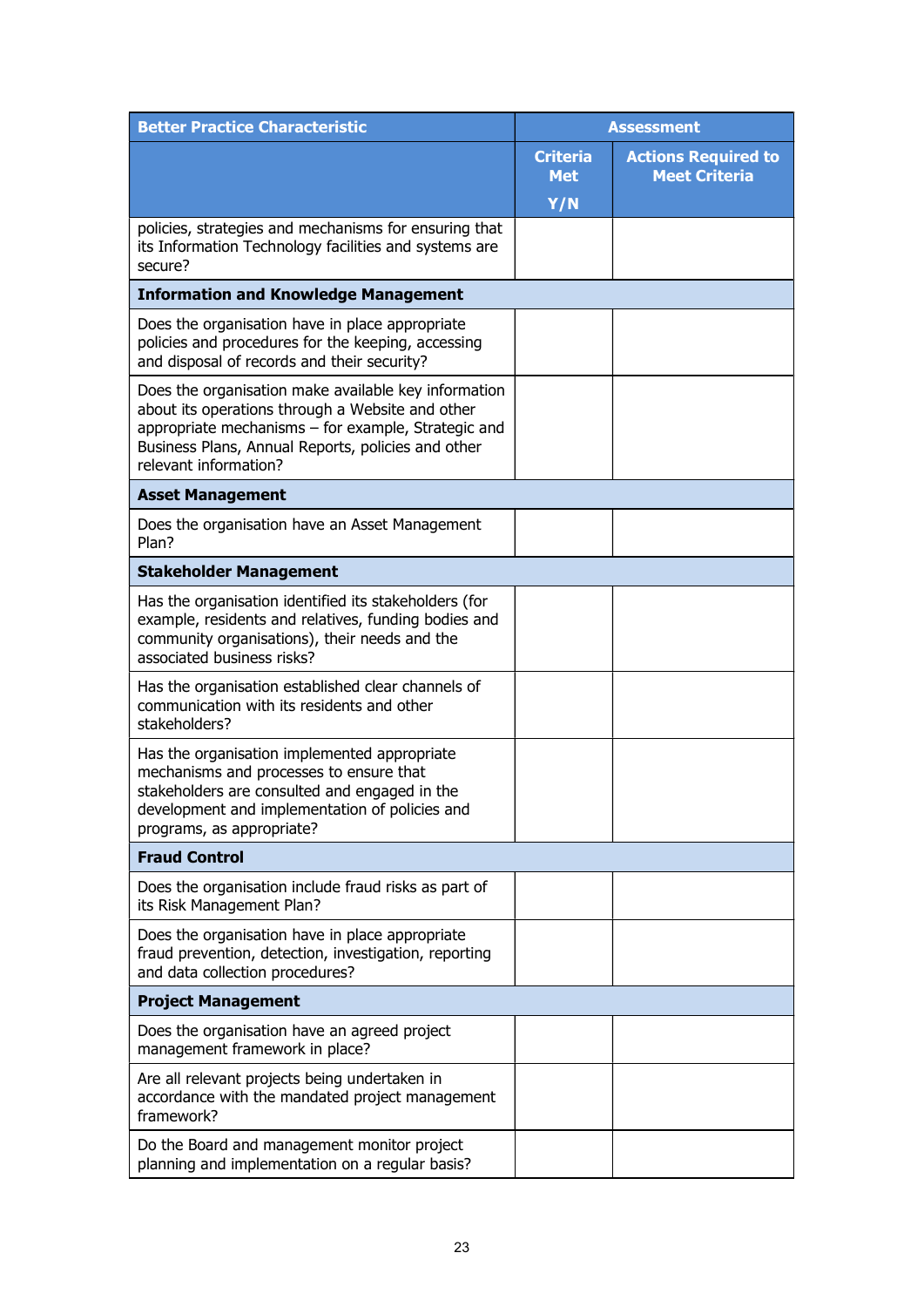| Better Practice Characteristic | Assessment | |
|---|---|---|
| | Criteria Met Y/N | Actions Required to Meet Criteria |
| policies, strategies and mechanisms for ensuring that its Information Technology facilities and systems are secure? | | |
| **Information and Knowledge Management** | | |
| Does the organisation have in place appropriate policies and procedures for the keeping, accessing and disposal of records and their security? | | |
| Does the organisation make available key information about its operations through a Website and other appropriate mechanisms – for example, Strategic and Business Plans, Annual Reports, policies and other relevant information? | | |
| **Asset Management** | | |
| Does the organisation have an Asset Management Plan? | | |
| **Stakeholder Management** | | |
| Has the organisation identified its stakeholders (for example, residents and relatives, funding bodies and community organisations), their needs and the associated business risks? | | |
| Has the organisation established clear channels of communication with its residents and other stakeholders? | | |
| Has the organisation implemented appropriate mechanisms and processes to ensure that stakeholders are consulted and engaged in the development and implementation of policies and programs, as appropriate? | | |
| **Fraud Control** | | |
| Does the organisation include fraud risks as part of its Risk Management Plan? | | |
| Does the organisation have in place appropriate fraud prevention, detection, investigation, reporting and data collection procedures? | | |
| **Project Management** | | |
| Does the organisation have an agreed project management framework in place? | | |
| Are all relevant projects being undertaken in accordance with the mandated project management framework? | | |
| Do the Board and management monitor project planning and implementation on a regular basis? | | |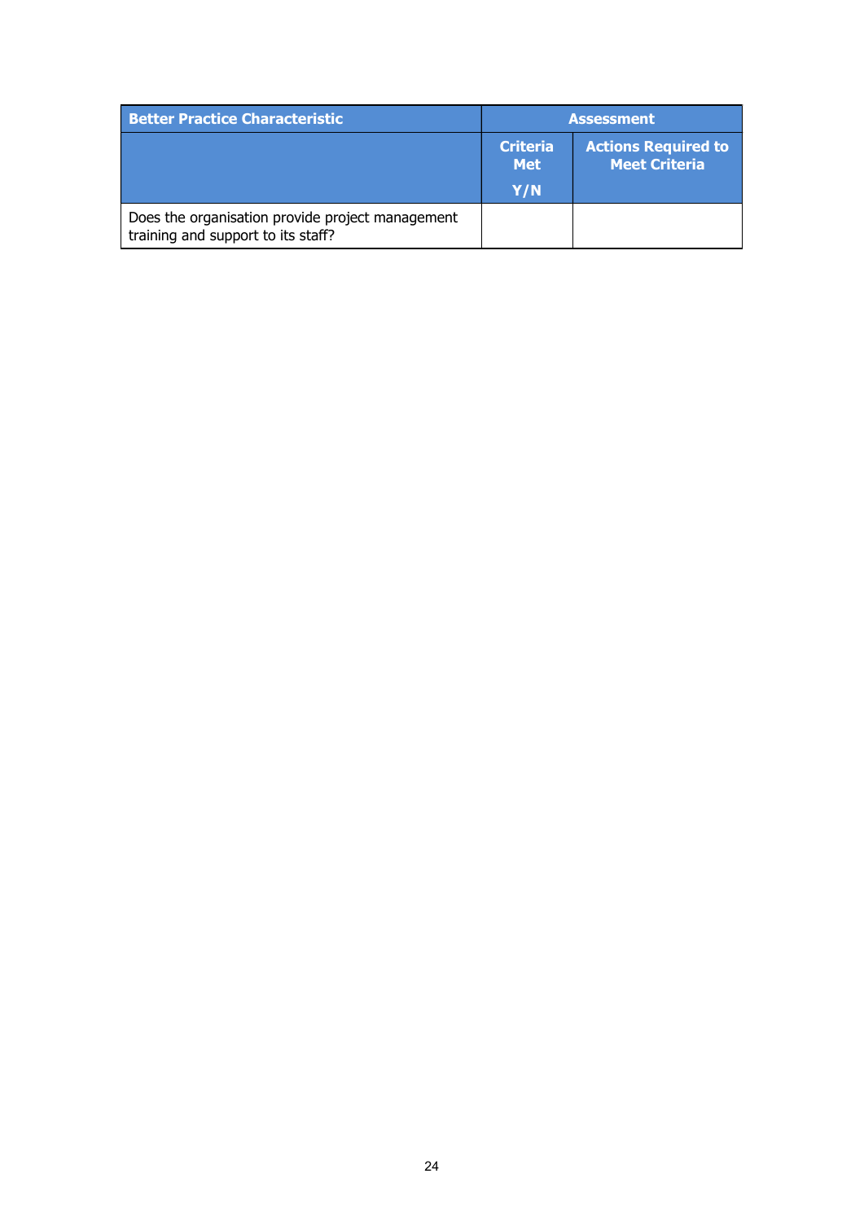| Better Practice Characteristic | Assessment | |
|---|---|---|
| | Criteria Met<br>Y/N | Actions Required to Meet Criteria |
| Does the organisation provide project management training and support to its staff? | | |